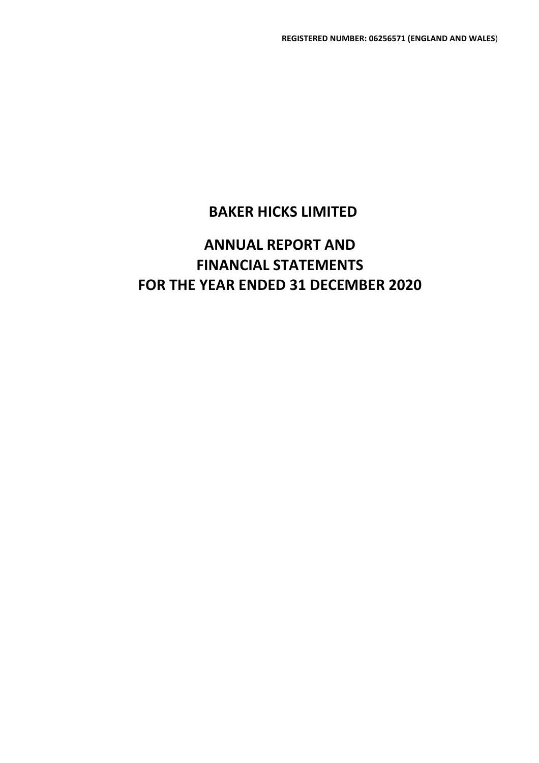**REGISTERED NUMBER: 06256571 (ENGLAND AND WALES)**

# BAKER HICKS LIMITED

# ANNUAL REPORT AND FINANCIAL STATEMENTS FOR THE YEAR ENDED 31 DECEMBER 2020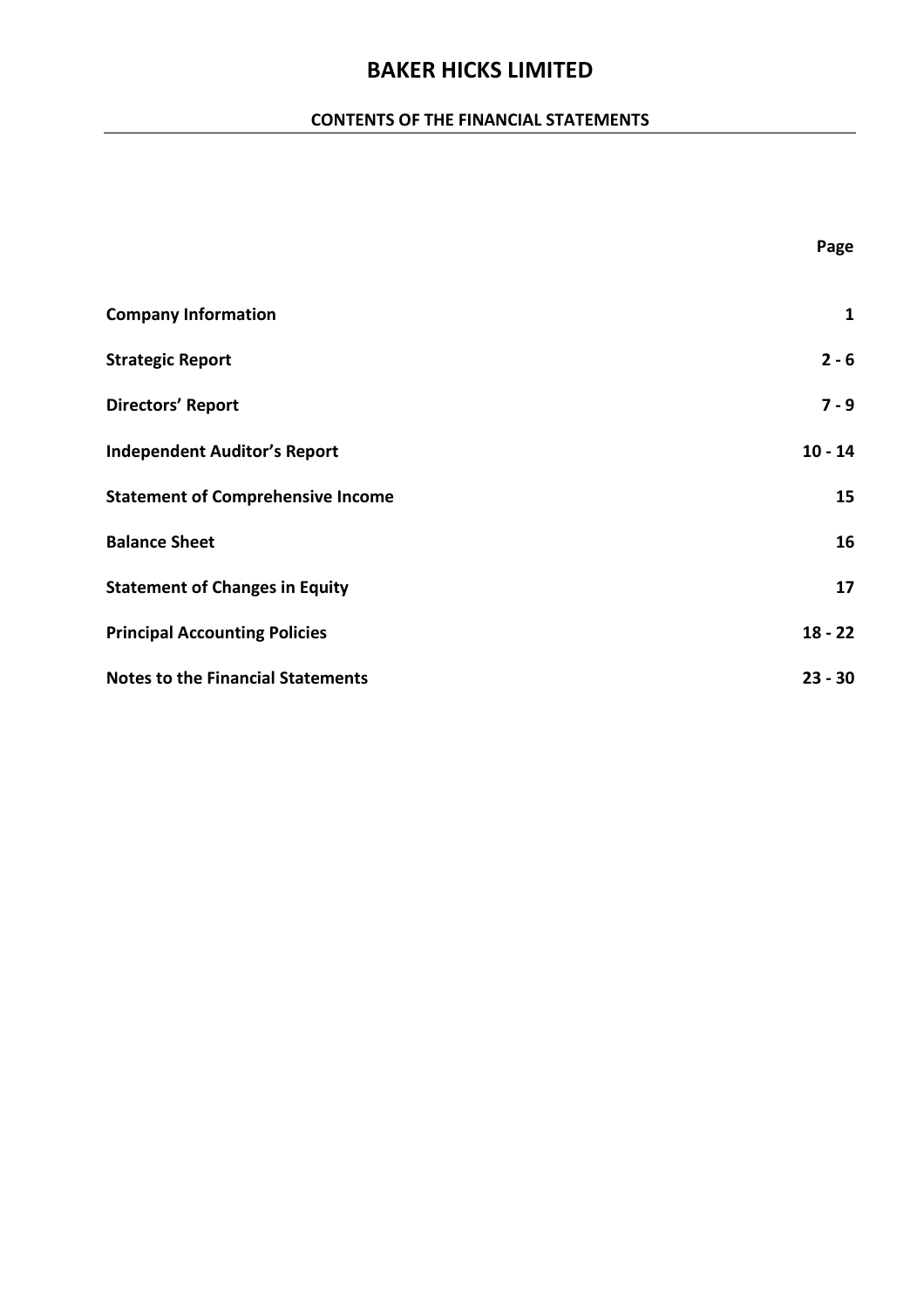# BAKER HICKS LIMITED

## CONTENTS OF THE FINANCIAL STATEMENTS

| | Page |
|---|---|
| **Company Information** | **1** |
| **Strategic Report** | **2 - 6** |
| **Directors' Report** | **7 - 9** |
| **Independent Auditor's Report** | **10 - 14** |
| **Statement of Comprehensive Income** | **15** |
| **Balance Sheet** | **16** |
| **Statement of Changes in Equity** | **17** |
| **Principal Accounting Policies** | **18 - 22** |
| **Notes to the Financial Statements** | **23 - 30** |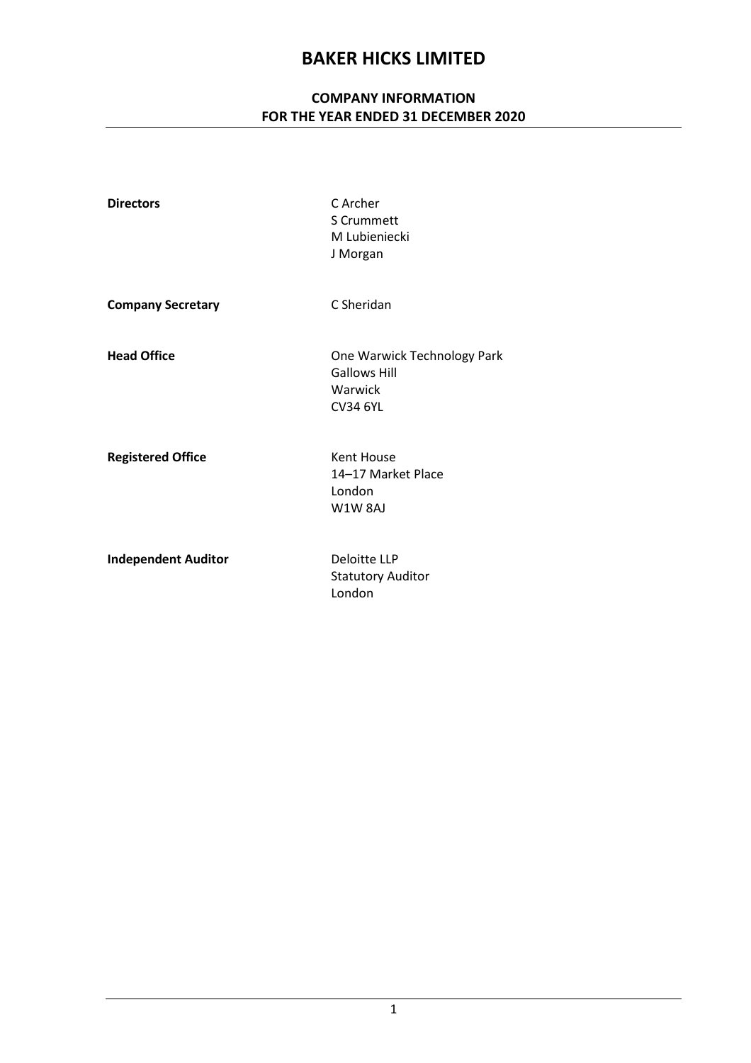# BAKER HICKS LIMITED

## COMPANY INFORMATION
## FOR THE YEAR ENDED 31 DECEMBER 2020

| | |
|---|---|
| **Directors** | C Archer<br>S Crummett<br>M Lubieniecki<br>J Morgan |
| **Company Secretary** | C Sheridan |
| **Head Office** | One Warwick Technology Park<br>Gallows Hill<br>Warwick<br>CV34 6YL |
| **Registered Office** | Kent House<br>14–17 Market Place<br>London<br>W1W 8AJ |
| **Independent Auditor** | Deloitte LLP<br>Statutory Auditor<br>London |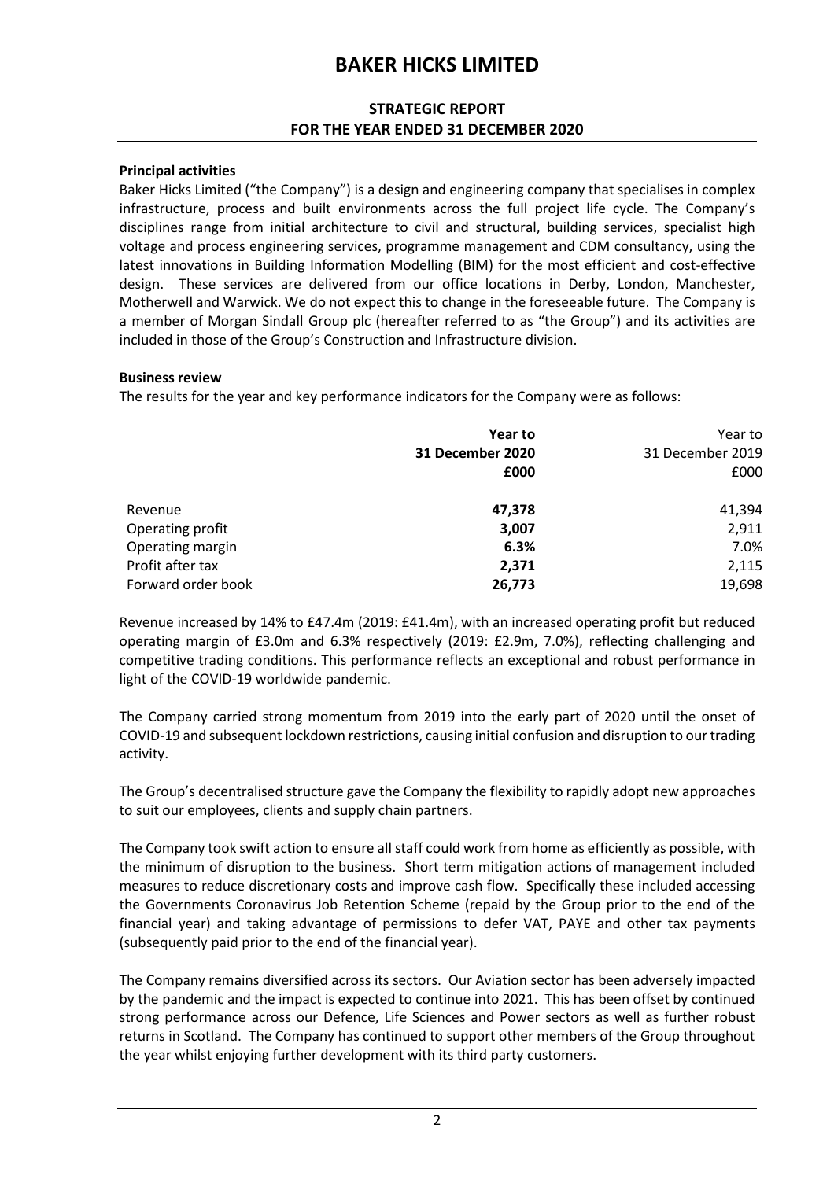# BAKER HICKS LIMITED

## STRATEGIC REPORT
## FOR THE YEAR ENDED 31 DECEMBER 2020

**Principal activities**

Baker Hicks Limited ("the Company") is a design and engineering company that specialises in complex infrastructure, process and built environments across the full project life cycle. The Company's disciplines range from initial architecture to civil and structural, building services, specialist high voltage and process engineering services, programme management and CDM consultancy, using the latest innovations in Building Information Modelling (BIM) for the most efficient and cost-effective design. These services are delivered from our office locations in Derby, London, Manchester, Motherwell and Warwick. We do not expect this to change in the foreseeable future. The Company is a member of Morgan Sindall Group plc (hereafter referred to as "the Group") and its activities are included in those of the Group's Construction and Infrastructure division.

**Business review**

The results for the year and key performance indicators for the Company were as follows:

| | **Year to 31 December 2020 £000** | Year to 31 December 2019 £000 |
|---|---|---|
| Revenue | **47,378** | 41,394 |
| Operating profit | **3,007** | 2,911 |
| Operating margin | **6.3%** | 7.0% |
| Profit after tax | **2,371** | 2,115 |
| Forward order book | **26,773** | 19,698 |

Revenue increased by 14% to £47.4m (2019: £41.4m), with an increased operating profit but reduced operating margin of £3.0m and 6.3% respectively (2019: £2.9m, 7.0%), reflecting challenging and competitive trading conditions. This performance reflects an exceptional and robust performance in light of the COVID-19 worldwide pandemic.

The Company carried strong momentum from 2019 into the early part of 2020 until the onset of COVID-19 and subsequent lockdown restrictions, causing initial confusion and disruption to our trading activity.

The Group's decentralised structure gave the Company the flexibility to rapidly adopt new approaches to suit our employees, clients and supply chain partners.

The Company took swift action to ensure all staff could work from home as efficiently as possible, with the minimum of disruption to the business. Short term mitigation actions of management included measures to reduce discretionary costs and improve cash flow. Specifically these included accessing the Governments Coronavirus Job Retention Scheme (repaid by the Group prior to the end of the financial year) and taking advantage of permissions to defer VAT, PAYE and other tax payments (subsequently paid prior to the end of the financial year).

The Company remains diversified across its sectors. Our Aviation sector has been adversely impacted by the pandemic and the impact is expected to continue into 2021. This has been offset by continued strong performance across our Defence, Life Sciences and Power sectors as well as further robust returns in Scotland. The Company has continued to support other members of the Group throughout the year whilst enjoying further development with its third party customers.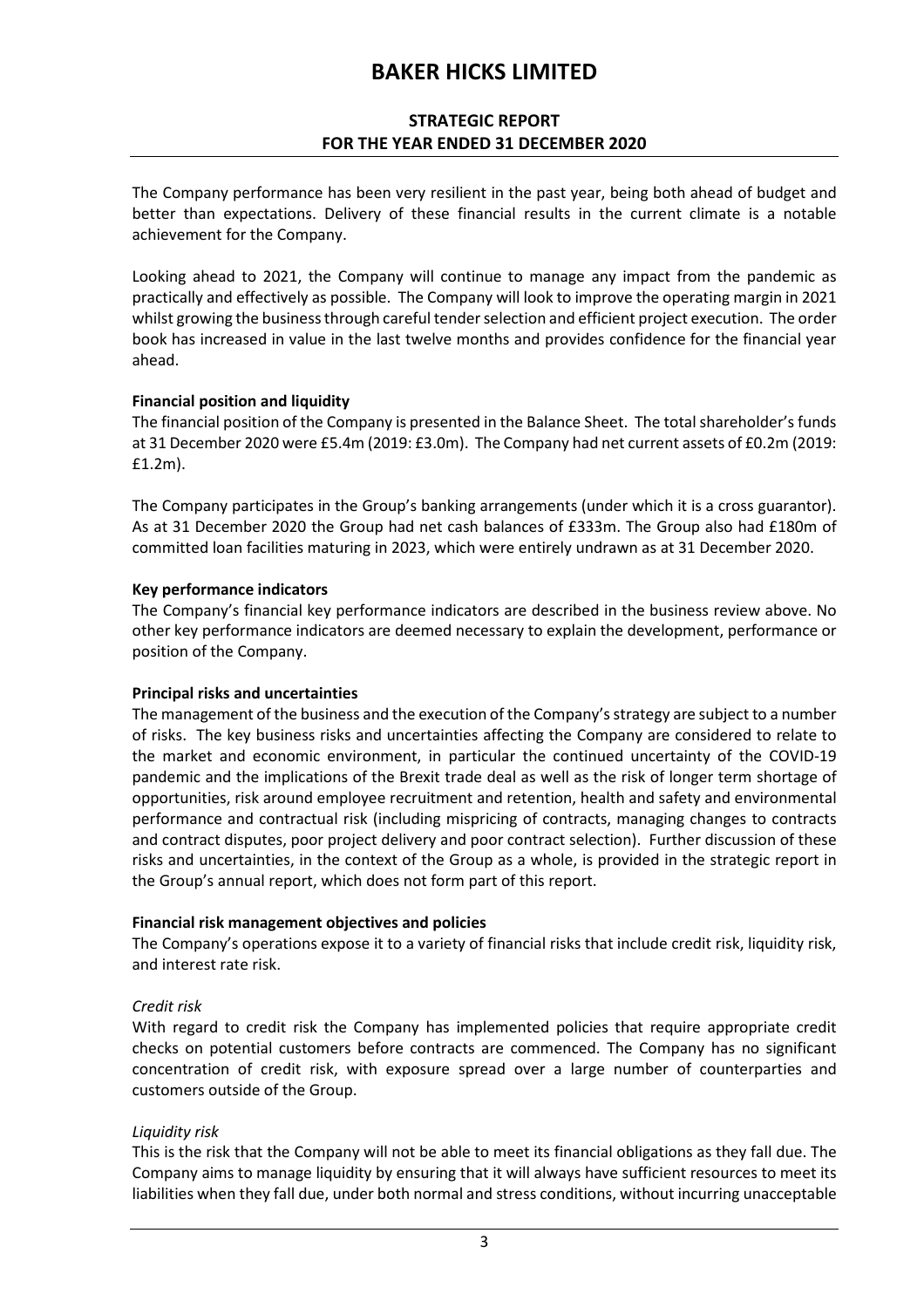The Company performance has been very resilient in the past year, being both ahead of budget and better than expectations. Delivery of these financial results in the current climate is a notable achievement for the Company.

Looking ahead to 2021, the Company will continue to manage any impact from the pandemic as practically and effectively as possible. The Company will look to improve the operating margin in 2021 whilst growing the business through careful tender selection and efficient project execution. The order book has increased in value in the last twelve months and provides confidence for the financial year ahead.

**Financial position and liquidity**

The financial position of the Company is presented in the Balance Sheet. The total shareholder's funds at 31 December 2020 were £5.4m (2019: £3.0m). The Company had net current assets of £0.2m (2019: £1.2m).

The Company participates in the Group's banking arrangements (under which it is a cross guarantor). As at 31 December 2020 the Group had net cash balances of £333m. The Group also had £180m of committed loan facilities maturing in 2023, which were entirely undrawn as at 31 December 2020.

**Key performance indicators**

The Company's financial key performance indicators are described in the business review above. No other key performance indicators are deemed necessary to explain the development, performance or position of the Company.

**Principal risks and uncertainties**

The management of the business and the execution of the Company's strategy are subject to a number of risks. The key business risks and uncertainties affecting the Company are considered to relate to the market and economic environment, in particular the continued uncertainty of the COVID-19 pandemic and the implications of the Brexit trade deal as well as the risk of longer term shortage of opportunities, risk around employee recruitment and retention, health and safety and environmental performance and contractual risk (including mispricing of contracts, managing changes to contracts and contract disputes, poor project delivery and poor contract selection). Further discussion of these risks and uncertainties, in the context of the Group as a whole, is provided in the strategic report in the Group's annual report, which does not form part of this report.

**Financial risk management objectives and policies**

The Company's operations expose it to a variety of financial risks that include credit risk, liquidity risk, and interest rate risk.

*Credit risk*

With regard to credit risk the Company has implemented policies that require appropriate credit checks on potential customers before contracts are commenced. The Company has no significant concentration of credit risk, with exposure spread over a large number of counterparties and customers outside of the Group.

*Liquidity risk*

This is the risk that the Company will not be able to meet its financial obligations as they fall due. The Company aims to manage liquidity by ensuring that it will always have sufficient resources to meet its liabilities when they fall due, under both normal and stress conditions, without incurring unacceptable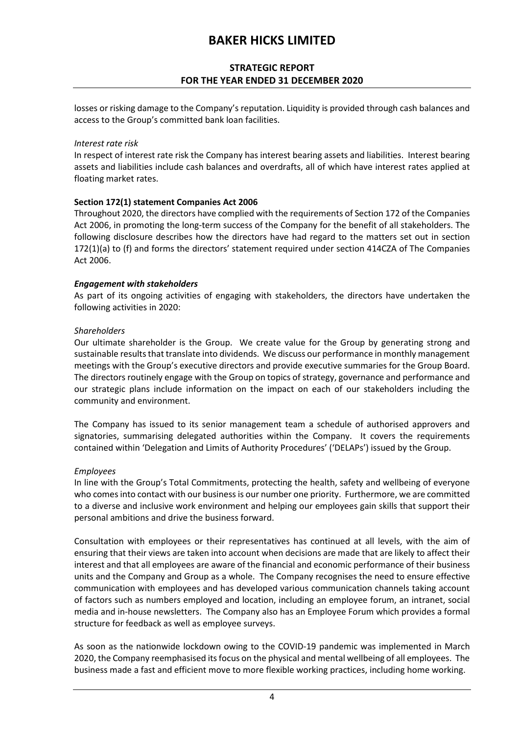losses or risking damage to the Company's reputation. Liquidity is provided through cash balances and access to the Group's committed bank loan facilities.

*Interest rate risk*

In respect of interest rate risk the Company has interest bearing assets and liabilities. Interest bearing assets and liabilities include cash balances and overdrafts, all of which have interest rates applied at floating market rates.

**Section 172(1) statement Companies Act 2006**

Throughout 2020, the directors have complied with the requirements of Section 172 of the Companies Act 2006, in promoting the long-term success of the Company for the benefit of all stakeholders. The following disclosure describes how the directors have had regard to the matters set out in section 172(1)(a) to (f) and forms the directors' statement required under section 414CZA of The Companies Act 2006.

***Engagement with stakeholders***

As part of its ongoing activities of engaging with stakeholders, the directors have undertaken the following activities in 2020:

*Shareholders*

Our ultimate shareholder is the Group. We create value for the Group by generating strong and sustainable results that translate into dividends. We discuss our performance in monthly management meetings with the Group's executive directors and provide executive summaries for the Group Board. The directors routinely engage with the Group on topics of strategy, governance and performance and our strategic plans include information on the impact on each of our stakeholders including the community and environment.

The Company has issued to its senior management team a schedule of authorised approvers and signatories, summarising delegated authorities within the Company. It covers the requirements contained within 'Delegation and Limits of Authority Procedures' ('DELAPs') issued by the Group.

*Employees*

In line with the Group's Total Commitments, protecting the health, safety and wellbeing of everyone who comes into contact with our business is our number one priority. Furthermore, we are committed to a diverse and inclusive work environment and helping our employees gain skills that support their personal ambitions and drive the business forward.

Consultation with employees or their representatives has continued at all levels, with the aim of ensuring that their views are taken into account when decisions are made that are likely to affect their interest and that all employees are aware of the financial and economic performance of their business units and the Company and Group as a whole. The Company recognises the need to ensure effective communication with employees and has developed various communication channels taking account of factors such as numbers employed and location, including an employee forum, an intranet, social media and in-house newsletters. The Company also has an Employee Forum which provides a formal structure for feedback as well as employee surveys.

As soon as the nationwide lockdown owing to the COVID-19 pandemic was implemented in March 2020, the Company reemphasised its focus on the physical and mental wellbeing of all employees. The business made a fast and efficient move to more flexible working practices, including home working.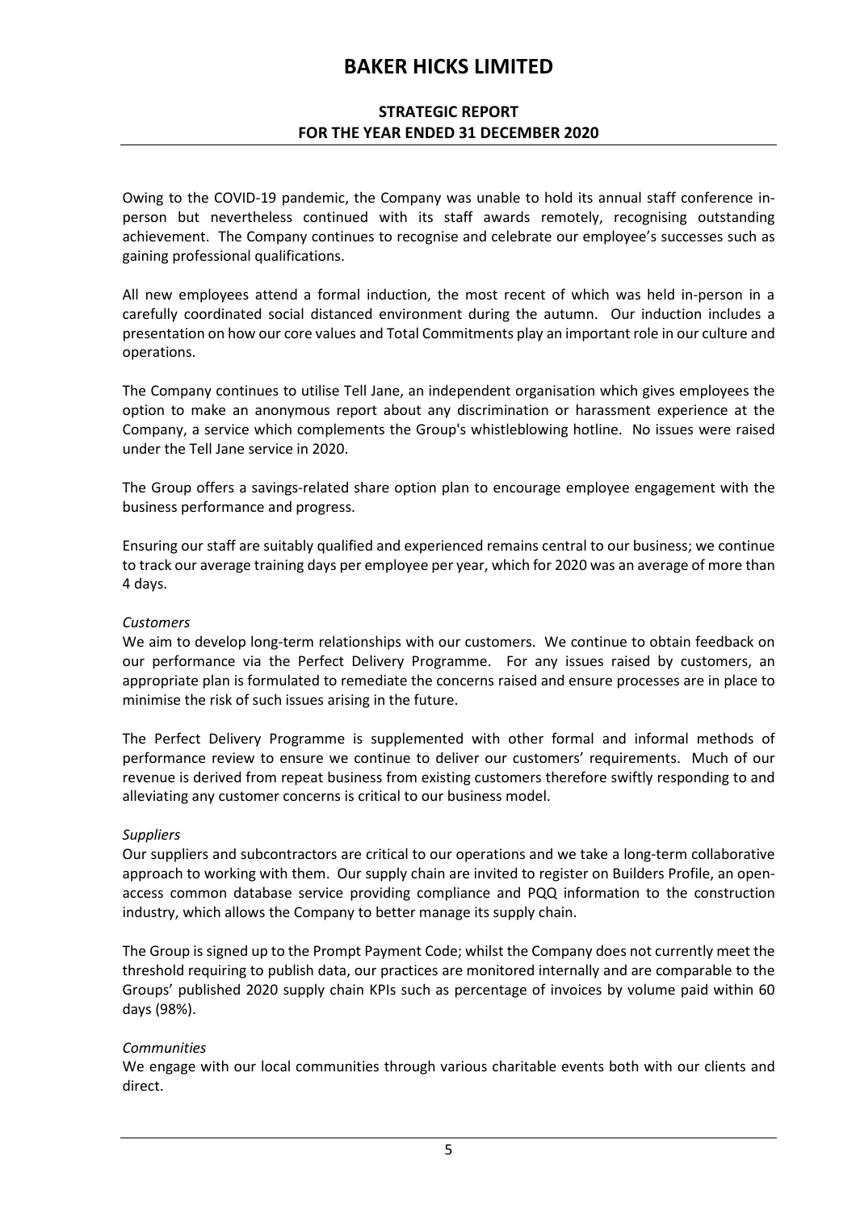Owing to the COVID-19 pandemic, the Company was unable to hold its annual staff conference in-person but nevertheless continued with its staff awards remotely, recognising outstanding achievement. The Company continues to recognise and celebrate our employee's successes such as gaining professional qualifications.

All new employees attend a formal induction, the most recent of which was held in-person in a carefully coordinated social distanced environment during the autumn. Our induction includes a presentation on how our core values and Total Commitments play an important role in our culture and operations.

The Company continues to utilise Tell Jane, an independent organisation which gives employees the option to make an anonymous report about any discrimination or harassment experience at the Company, a service which complements the Group's whistleblowing hotline. No issues were raised under the Tell Jane service in 2020.

The Group offers a savings-related share option plan to encourage employee engagement with the business performance and progress.

Ensuring our staff are suitably qualified and experienced remains central to our business; we continue to track our average training days per employee per year, which for 2020 was an average of more than 4 days.

*Customers*

We aim to develop long-term relationships with our customers. We continue to obtain feedback on our performance via the Perfect Delivery Programme. For any issues raised by customers, an appropriate plan is formulated to remediate the concerns raised and ensure processes are in place to minimise the risk of such issues arising in the future.

The Perfect Delivery Programme is supplemented with other formal and informal methods of performance review to ensure we continue to deliver our customers' requirements. Much of our revenue is derived from repeat business from existing customers therefore swiftly responding to and alleviating any customer concerns is critical to our business model.

*Suppliers*

Our suppliers and subcontractors are critical to our operations and we take a long-term collaborative approach to working with them. Our supply chain are invited to register on Builders Profile, an open-access common database service providing compliance and PQQ information to the construction industry, which allows the Company to better manage its supply chain.

The Group is signed up to the Prompt Payment Code; whilst the Company does not currently meet the threshold requiring to publish data, our practices are monitored internally and are comparable to the Groups' published 2020 supply chain KPIs such as percentage of invoices by volume paid within 60 days (98%).

*Communities*

We engage with our local communities through various charitable events both with our clients and direct.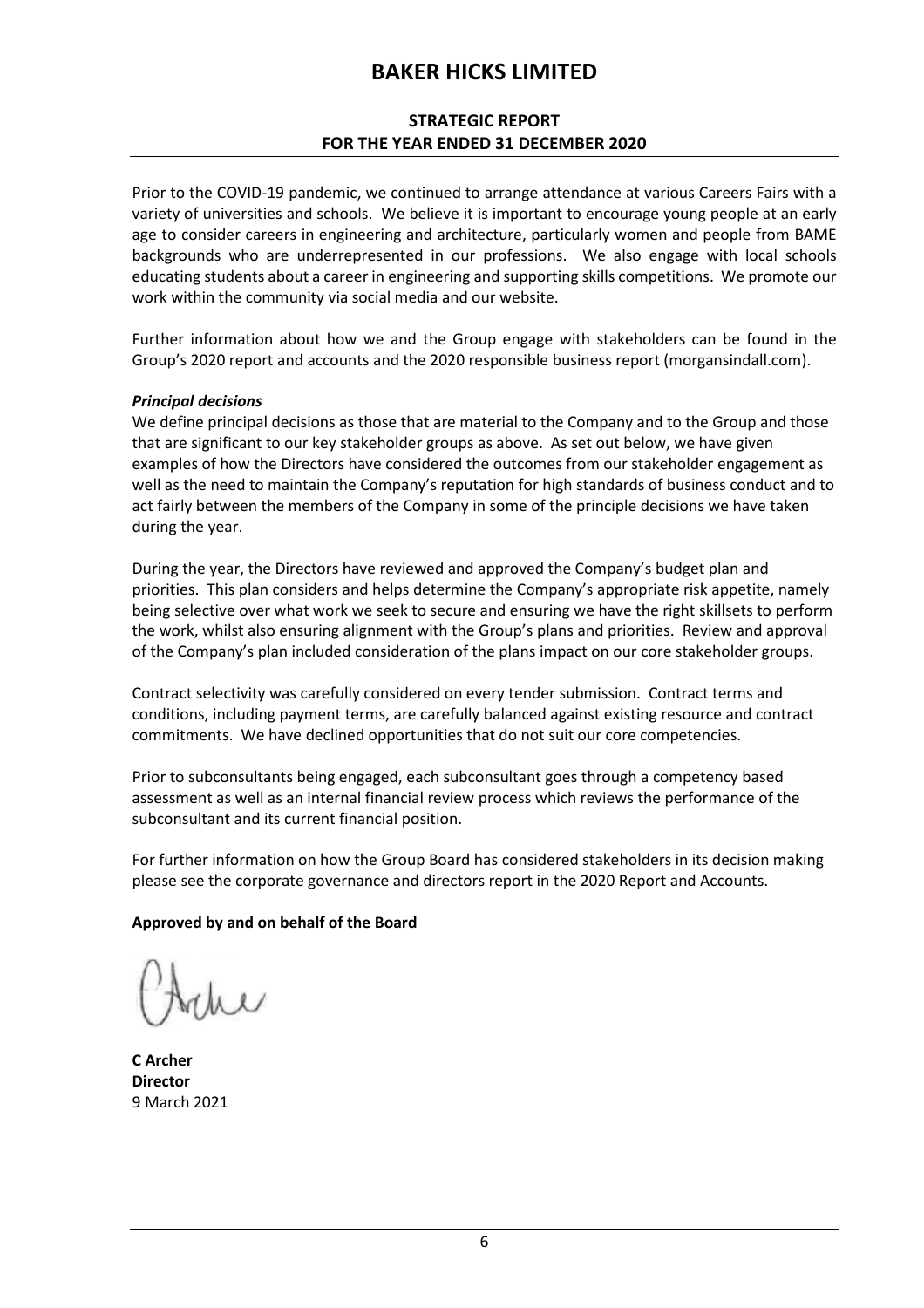Prior to the COVID-19 pandemic, we continued to arrange attendance at various Careers Fairs with a variety of universities and schools. We believe it is important to encourage young people at an early age to consider careers in engineering and architecture, particularly women and people from BAME backgrounds who are underrepresented in our professions. We also engage with local schools educating students about a career in engineering and supporting skills competitions. We promote our work within the community via social media and our website.

Further information about how we and the Group engage with stakeholders can be found in the Group's 2020 report and accounts and the 2020 responsible business report (morgansindall.com).

***Principal decisions***

We define principal decisions as those that are material to the Company and to the Group and those that are significant to our key stakeholder groups as above. As set out below, we have given examples of how the Directors have considered the outcomes from our stakeholder engagement as well as the need to maintain the Company's reputation for high standards of business conduct and to act fairly between the members of the Company in some of the principle decisions we have taken during the year.

During the year, the Directors have reviewed and approved the Company's budget plan and priorities. This plan considers and helps determine the Company's appropriate risk appetite, namely being selective over what work we seek to secure and ensuring we have the right skillsets to perform the work, whilst also ensuring alignment with the Group's plans and priorities. Review and approval of the Company's plan included consideration of the plans impact on our core stakeholder groups.

Contract selectivity was carefully considered on every tender submission. Contract terms and conditions, including payment terms, are carefully balanced against existing resource and contract commitments. We have declined opportunities that do not suit our core competencies.

Prior to subconsultants being engaged, each subconsultant goes through a competency based assessment as well as an internal financial review process which reviews the performance of the subconsultant and its current financial position.

For further information on how the Group Board has considered stakeholders in its decision making please see the corporate governance and directors report in the 2020 Report and Accounts.

**Approved by and on behalf of the Board**

**C Archer**
**Director**
9 March 2021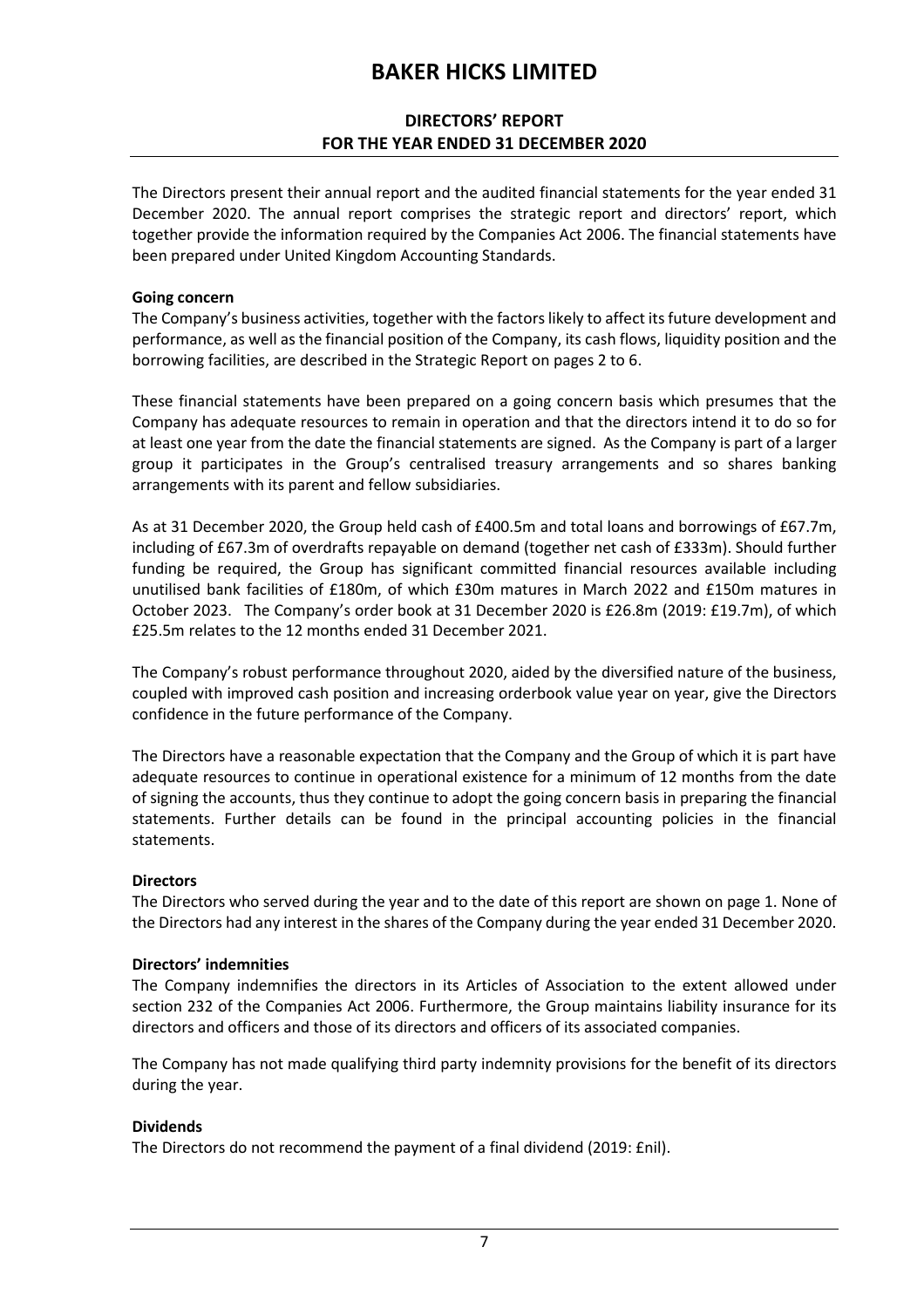# BAKER HICKS LIMITED

## DIRECTORS' REPORT
## FOR THE YEAR ENDED 31 DECEMBER 2020

The Directors present their annual report and the audited financial statements for the year ended 31 December 2020. The annual report comprises the strategic report and directors' report, which together provide the information required by the Companies Act 2006. The financial statements have been prepared under United Kingdom Accounting Standards.

**Going concern**

The Company's business activities, together with the factors likely to affect its future development and performance, as well as the financial position of the Company, its cash flows, liquidity position and the borrowing facilities, are described in the Strategic Report on pages 2 to 6.

These financial statements have been prepared on a going concern basis which presumes that the Company has adequate resources to remain in operation and that the directors intend it to do so for at least one year from the date the financial statements are signed. As the Company is part of a larger group it participates in the Group's centralised treasury arrangements and so shares banking arrangements with its parent and fellow subsidiaries.

As at 31 December 2020, the Group held cash of £400.5m and total loans and borrowings of £67.7m, including of £67.3m of overdrafts repayable on demand (together net cash of £333m). Should further funding be required, the Group has significant committed financial resources available including unutilised bank facilities of £180m, of which £30m matures in March 2022 and £150m matures in October 2023. The Company's order book at 31 December 2020 is £26.8m (2019: £19.7m), of which £25.5m relates to the 12 months ended 31 December 2021.

The Company's robust performance throughout 2020, aided by the diversified nature of the business, coupled with improved cash position and increasing orderbook value year on year, give the Directors confidence in the future performance of the Company.

The Directors have a reasonable expectation that the Company and the Group of which it is part have adequate resources to continue in operational existence for a minimum of 12 months from the date of signing the accounts, thus they continue to adopt the going concern basis in preparing the financial statements. Further details can be found in the principal accounting policies in the financial statements.

**Directors**

The Directors who served during the year and to the date of this report are shown on page 1. None of the Directors had any interest in the shares of the Company during the year ended 31 December 2020.

**Directors' indemnities**

The Company indemnifies the directors in its Articles of Association to the extent allowed under section 232 of the Companies Act 2006. Furthermore, the Group maintains liability insurance for its directors and officers and those of its directors and officers of its associated companies.

The Company has not made qualifying third party indemnity provisions for the benefit of its directors during the year.

**Dividends**

The Directors do not recommend the payment of a final dividend (2019: £nil).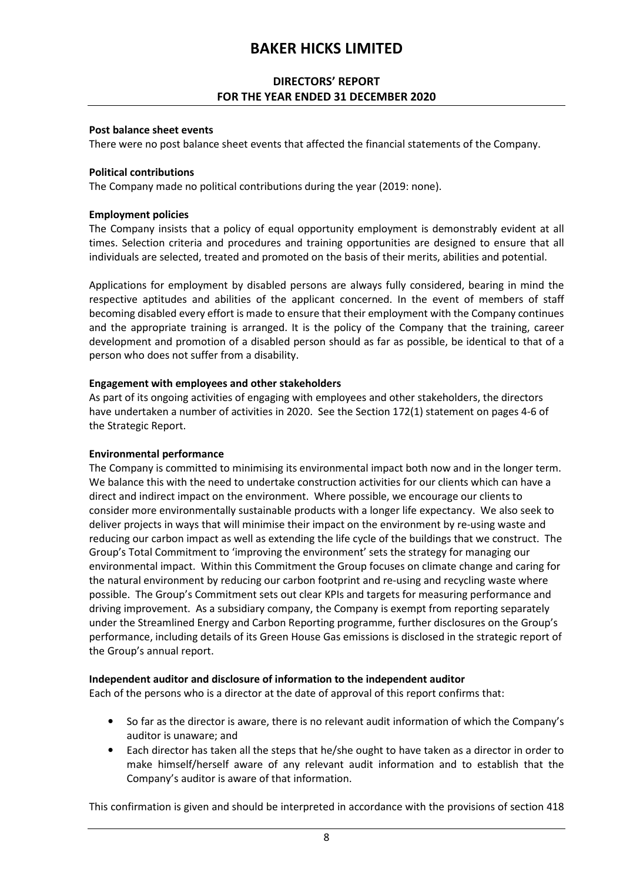**Post balance sheet events**

There were no post balance sheet events that affected the financial statements of the Company.

**Political contributions**

The Company made no political contributions during the year (2019: none).

**Employment policies**

The Company insists that a policy of equal opportunity employment is demonstrably evident at all times. Selection criteria and procedures and training opportunities are designed to ensure that all individuals are selected, treated and promoted on the basis of their merits, abilities and potential.

Applications for employment by disabled persons are always fully considered, bearing in mind the respective aptitudes and abilities of the applicant concerned. In the event of members of staff becoming disabled every effort is made to ensure that their employment with the Company continues and the appropriate training is arranged. It is the policy of the Company that the training, career development and promotion of a disabled person should as far as possible, be identical to that of a person who does not suffer from a disability.

**Engagement with employees and other stakeholders**

As part of its ongoing activities of engaging with employees and other stakeholders, the directors have undertaken a number of activities in 2020. See the Section 172(1) statement on pages 4-6 of the Strategic Report.

**Environmental performance**

The Company is committed to minimising its environmental impact both now and in the longer term. We balance this with the need to undertake construction activities for our clients which can have a direct and indirect impact on the environment. Where possible, we encourage our clients to consider more environmentally sustainable products with a longer life expectancy. We also seek to deliver projects in ways that will minimise their impact on the environment by re-using waste and reducing our carbon impact as well as extending the life cycle of the buildings that we construct. The Group's Total Commitment to 'improving the environment' sets the strategy for managing our environmental impact. Within this Commitment the Group focuses on climate change and caring for the natural environment by reducing our carbon footprint and re-using and recycling waste where possible. The Group's Commitment sets out clear KPIs and targets for measuring performance and driving improvement. As a subsidiary company, the Company is exempt from reporting separately under the Streamlined Energy and Carbon Reporting programme, further disclosures on the Group's performance, including details of its Green House Gas emissions is disclosed in the strategic report of the Group's annual report.

**Independent auditor and disclosure of information to the independent auditor**

Each of the persons who is a director at the date of approval of this report confirms that:

- So far as the director is aware, there is no relevant audit information of which the Company's auditor is unaware; and
- Each director has taken all the steps that he/she ought to have taken as a director in order to make himself/herself aware of any relevant audit information and to establish that the Company's auditor is aware of that information.

This confirmation is given and should be interpreted in accordance with the provisions of section 418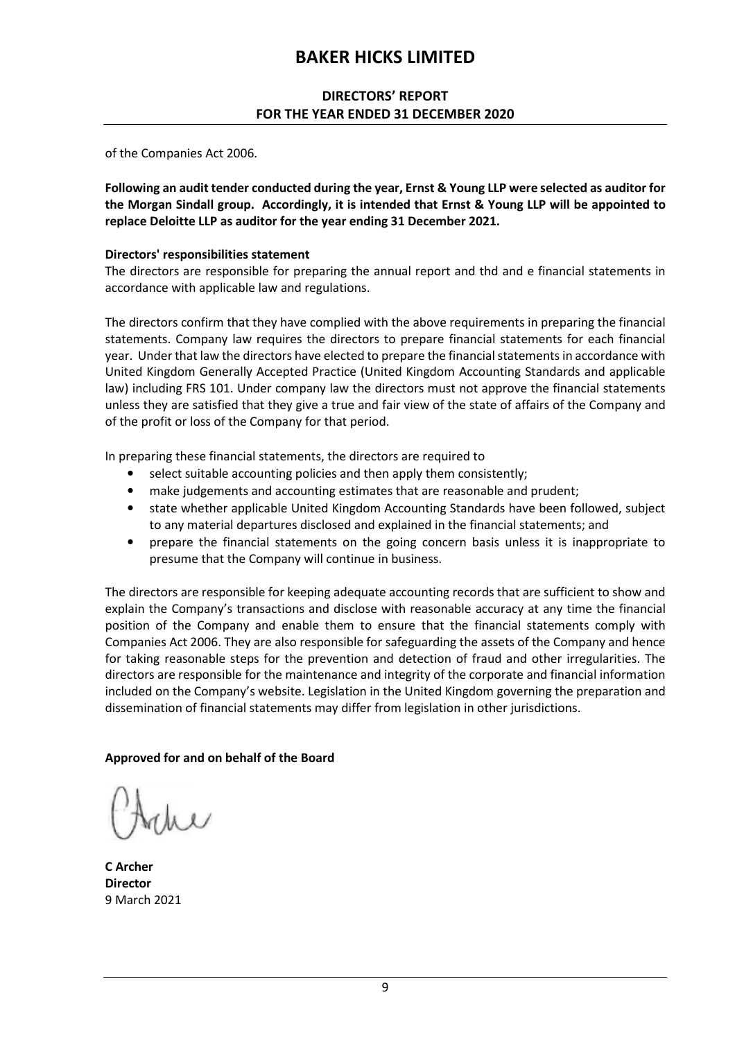of the Companies Act 2006.

**Following an audit tender conducted during the year, Ernst & Young LLP were selected as auditor for the Morgan Sindall group. Accordingly, it is intended that Ernst & Young LLP will be appointed to replace Deloitte LLP as auditor for the year ending 31 December 2021.**

**Directors' responsibilities statement**

The directors are responsible for preparing the annual report and thd and e financial statements in accordance with applicable law and regulations.

The directors confirm that they have complied with the above requirements in preparing the financial statements. Company law requires the directors to prepare financial statements for each financial year. Under that law the directors have elected to prepare the financial statements in accordance with United Kingdom Generally Accepted Practice (United Kingdom Accounting Standards and applicable law) including FRS 101. Under company law the directors must not approve the financial statements unless they are satisfied that they give a true and fair view of the state of affairs of the Company and of the profit or loss of the Company for that period.

In preparing these financial statements, the directors are required to

- select suitable accounting policies and then apply them consistently;
- make judgements and accounting estimates that are reasonable and prudent;
- state whether applicable United Kingdom Accounting Standards have been followed, subject to any material departures disclosed and explained in the financial statements; and
- prepare the financial statements on the going concern basis unless it is inappropriate to presume that the Company will continue in business.

The directors are responsible for keeping adequate accounting records that are sufficient to show and explain the Company's transactions and disclose with reasonable accuracy at any time the financial position of the Company and enable them to ensure that the financial statements comply with Companies Act 2006. They are also responsible for safeguarding the assets of the Company and hence for taking reasonable steps for the prevention and detection of fraud and other irregularities. The directors are responsible for the maintenance and integrity of the corporate and financial information included on the Company's website. Legislation in the United Kingdom governing the preparation and dissemination of financial statements may differ from legislation in other jurisdictions.

**Approved for and on behalf of the Board**

**C Archer**
**Director**
9 March 2021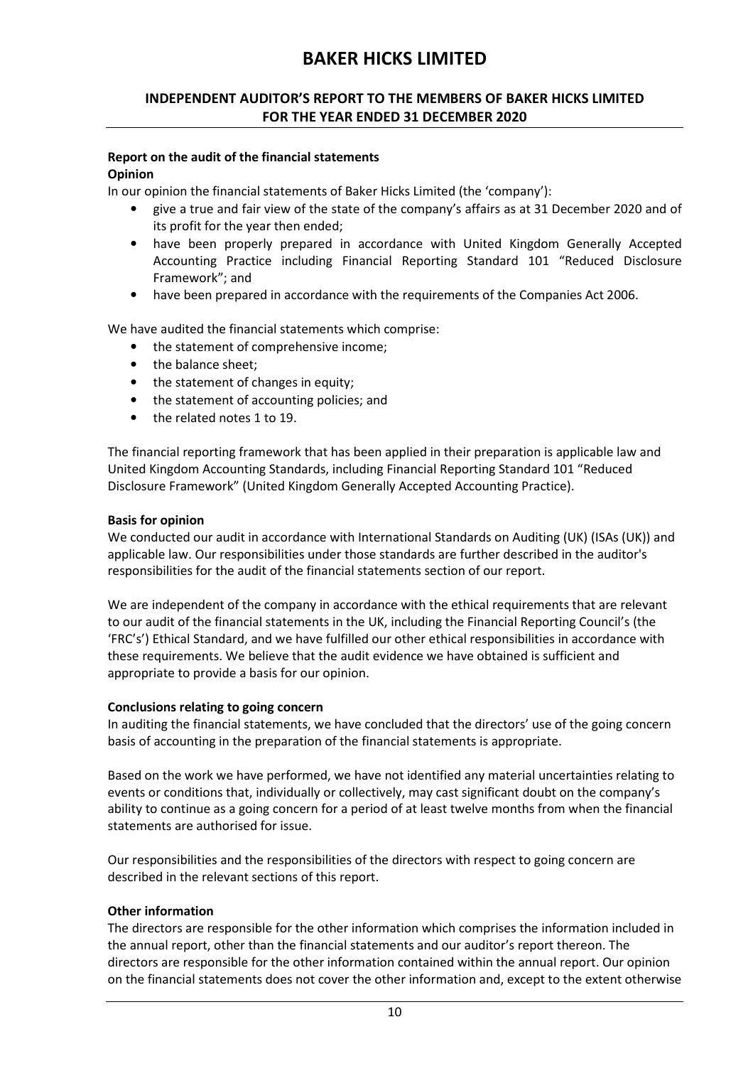# BAKER HICKS LIMITED

## INDEPENDENT AUDITOR'S REPORT TO THE MEMBERS OF BAKER HICKS LIMITED FOR THE YEAR ENDED 31 DECEMBER 2020

**Report on the audit of the financial statements**

**Opinion**

In our opinion the financial statements of Baker Hicks Limited (the 'company'):

- give a true and fair view of the state of the company's affairs as at 31 December 2020 and of its profit for the year then ended;
- have been properly prepared in accordance with United Kingdom Generally Accepted Accounting Practice including Financial Reporting Standard 101 "Reduced Disclosure Framework"; and
- have been prepared in accordance with the requirements of the Companies Act 2006.

We have audited the financial statements which comprise:

- the statement of comprehensive income;
- the balance sheet;
- the statement of changes in equity;
- the statement of accounting policies; and
- the related notes 1 to 19.

The financial reporting framework that has been applied in their preparation is applicable law and United Kingdom Accounting Standards, including Financial Reporting Standard 101 "Reduced Disclosure Framework" (United Kingdom Generally Accepted Accounting Practice).

**Basis for opinion**

We conducted our audit in accordance with International Standards on Auditing (UK) (ISAs (UK)) and applicable law. Our responsibilities under those standards are further described in the auditor's responsibilities for the audit of the financial statements section of our report.

We are independent of the company in accordance with the ethical requirements that are relevant to our audit of the financial statements in the UK, including the Financial Reporting Council's (the 'FRC's') Ethical Standard, and we have fulfilled our other ethical responsibilities in accordance with these requirements. We believe that the audit evidence we have obtained is sufficient and appropriate to provide a basis for our opinion.

**Conclusions relating to going concern**

In auditing the financial statements, we have concluded that the directors' use of the going concern basis of accounting in the preparation of the financial statements is appropriate.

Based on the work we have performed, we have not identified any material uncertainties relating to events or conditions that, individually or collectively, may cast significant doubt on the company's ability to continue as a going concern for a period of at least twelve months from when the financial statements are authorised for issue.

Our responsibilities and the responsibilities of the directors with respect to going concern are described in the relevant sections of this report.

**Other information**

The directors are responsible for the other information which comprises the information included in the annual report, other than the financial statements and our auditor's report thereon. The directors are responsible for the other information contained within the annual report. Our opinion on the financial statements does not cover the other information and, except to the extent otherwise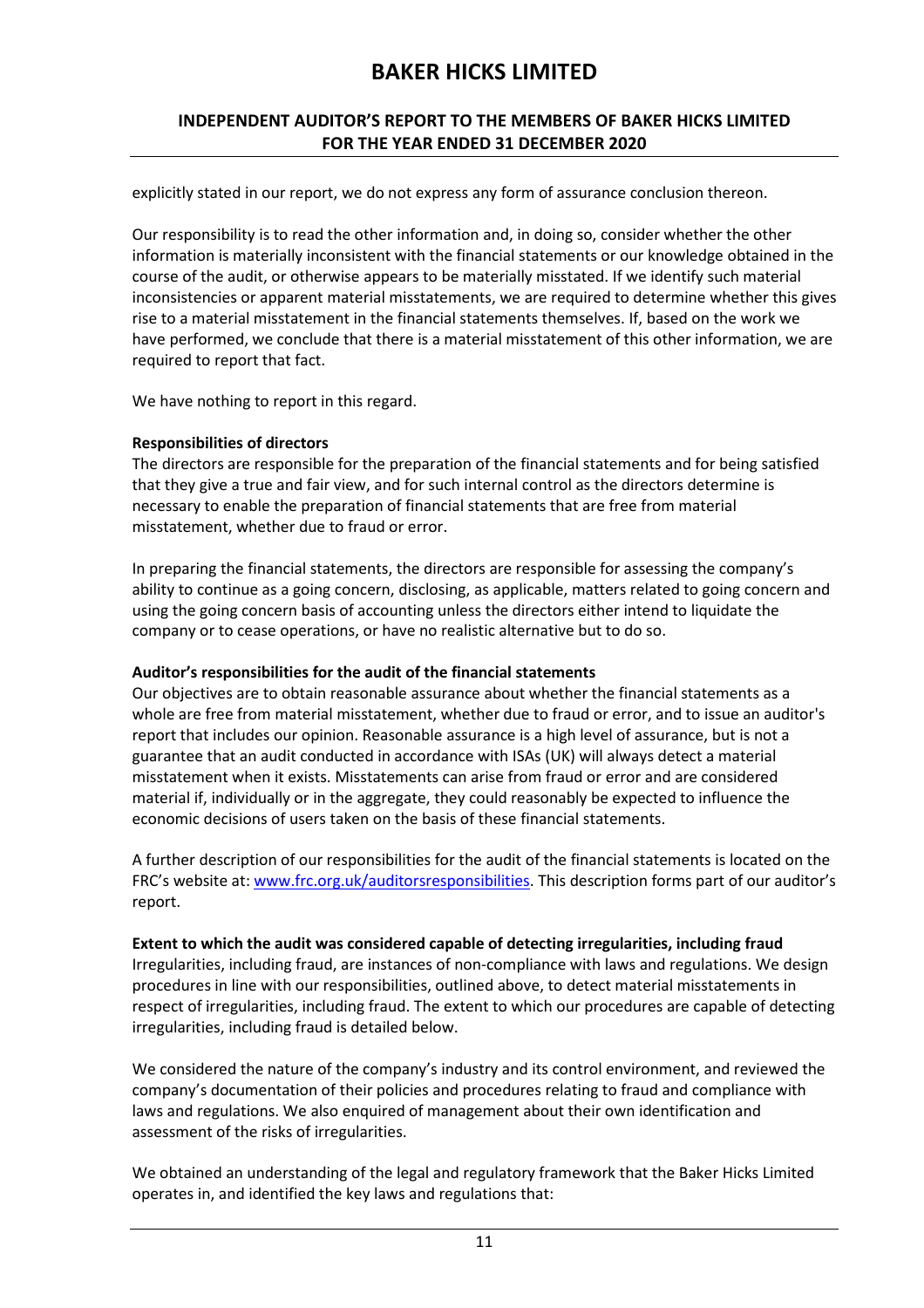explicitly stated in our report, we do not express any form of assurance conclusion thereon.

Our responsibility is to read the other information and, in doing so, consider whether the other information is materially inconsistent with the financial statements or our knowledge obtained in the course of the audit, or otherwise appears to be materially misstated. If we identify such material inconsistencies or apparent material misstatements, we are required to determine whether this gives rise to a material misstatement in the financial statements themselves. If, based on the work we have performed, we conclude that there is a material misstatement of this other information, we are required to report that fact.

We have nothing to report in this regard.

**Responsibilities of directors**

The directors are responsible for the preparation of the financial statements and for being satisfied that they give a true and fair view, and for such internal control as the directors determine is necessary to enable the preparation of financial statements that are free from material misstatement, whether due to fraud or error.

In preparing the financial statements, the directors are responsible for assessing the company's ability to continue as a going concern, disclosing, as applicable, matters related to going concern and using the going concern basis of accounting unless the directors either intend to liquidate the company or to cease operations, or have no realistic alternative but to do so.

**Auditor's responsibilities for the audit of the financial statements**

Our objectives are to obtain reasonable assurance about whether the financial statements as a whole are free from material misstatement, whether due to fraud or error, and to issue an auditor's report that includes our opinion. Reasonable assurance is a high level of assurance, but is not a guarantee that an audit conducted in accordance with ISAs (UK) will always detect a material misstatement when it exists. Misstatements can arise from fraud or error and are considered material if, individually or in the aggregate, they could reasonably be expected to influence the economic decisions of users taken on the basis of these financial statements.

A further description of our responsibilities for the audit of the financial statements is located on the FRC's website at: www.frc.org.uk/auditorsresponsibilities. This description forms part of our auditor's report.

**Extent to which the audit was considered capable of detecting irregularities, including fraud**

Irregularities, including fraud, are instances of non-compliance with laws and regulations. We design procedures in line with our responsibilities, outlined above, to detect material misstatements in respect of irregularities, including fraud. The extent to which our procedures are capable of detecting irregularities, including fraud is detailed below.

We considered the nature of the company's industry and its control environment, and reviewed the company's documentation of their policies and procedures relating to fraud and compliance with laws and regulations. We also enquired of management about their own identification and assessment of the risks of irregularities.

We obtained an understanding of the legal and regulatory framework that the Baker Hicks Limited operates in, and identified the key laws and regulations that: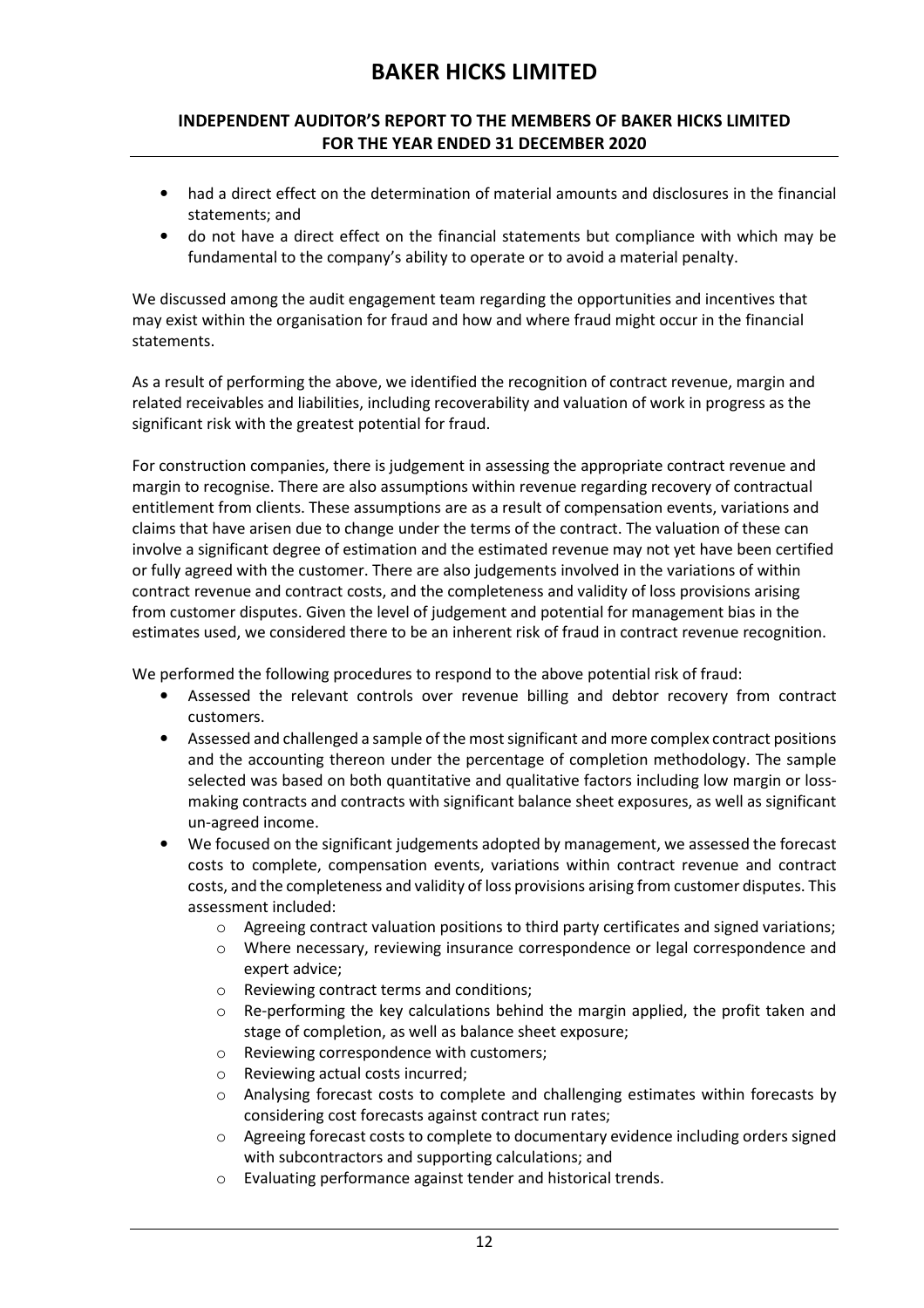- had a direct effect on the determination of material amounts and disclosures in the financial statements; and
- do not have a direct effect on the financial statements but compliance with which may be fundamental to the company's ability to operate or to avoid a material penalty.

We discussed among the audit engagement team regarding the opportunities and incentives that may exist within the organisation for fraud and how and where fraud might occur in the financial statements.

As a result of performing the above, we identified the recognition of contract revenue, margin and related receivables and liabilities, including recoverability and valuation of work in progress as the significant risk with the greatest potential for fraud.

For construction companies, there is judgement in assessing the appropriate contract revenue and margin to recognise. There are also assumptions within revenue regarding recovery of contractual entitlement from clients. These assumptions are as a result of compensation events, variations and claims that have arisen due to change under the terms of the contract. The valuation of these can involve a significant degree of estimation and the estimated revenue may not yet have been certified or fully agreed with the customer. There are also judgements involved in the variations of within contract revenue and contract costs, and the completeness and validity of loss provisions arising from customer disputes. Given the level of judgement and potential for management bias in the estimates used, we considered there to be an inherent risk of fraud in contract revenue recognition.

We performed the following procedures to respond to the above potential risk of fraud:

- Assessed the relevant controls over revenue billing and debtor recovery from contract customers.
- Assessed and challenged a sample of the most significant and more complex contract positions and the accounting thereon under the percentage of completion methodology. The sample selected was based on both quantitative and qualitative factors including low margin or loss-making contracts and contracts with significant balance sheet exposures, as well as significant un-agreed income.
- We focused on the significant judgements adopted by management, we assessed the forecast costs to complete, compensation events, variations within contract revenue and contract costs, and the completeness and validity of loss provisions arising from customer disputes. This assessment included:
    - Agreeing contract valuation positions to third party certificates and signed variations;
    - Where necessary, reviewing insurance correspondence or legal correspondence and expert advice;
    - Reviewing contract terms and conditions;
    - Re-performing the key calculations behind the margin applied, the profit taken and stage of completion, as well as balance sheet exposure;
    - Reviewing correspondence with customers;
    - Reviewing actual costs incurred;
    - Analysing forecast costs to complete and challenging estimates within forecasts by considering cost forecasts against contract run rates;
    - Agreeing forecast costs to complete to documentary evidence including orders signed with subcontractors and supporting calculations; and
    - Evaluating performance against tender and historical trends.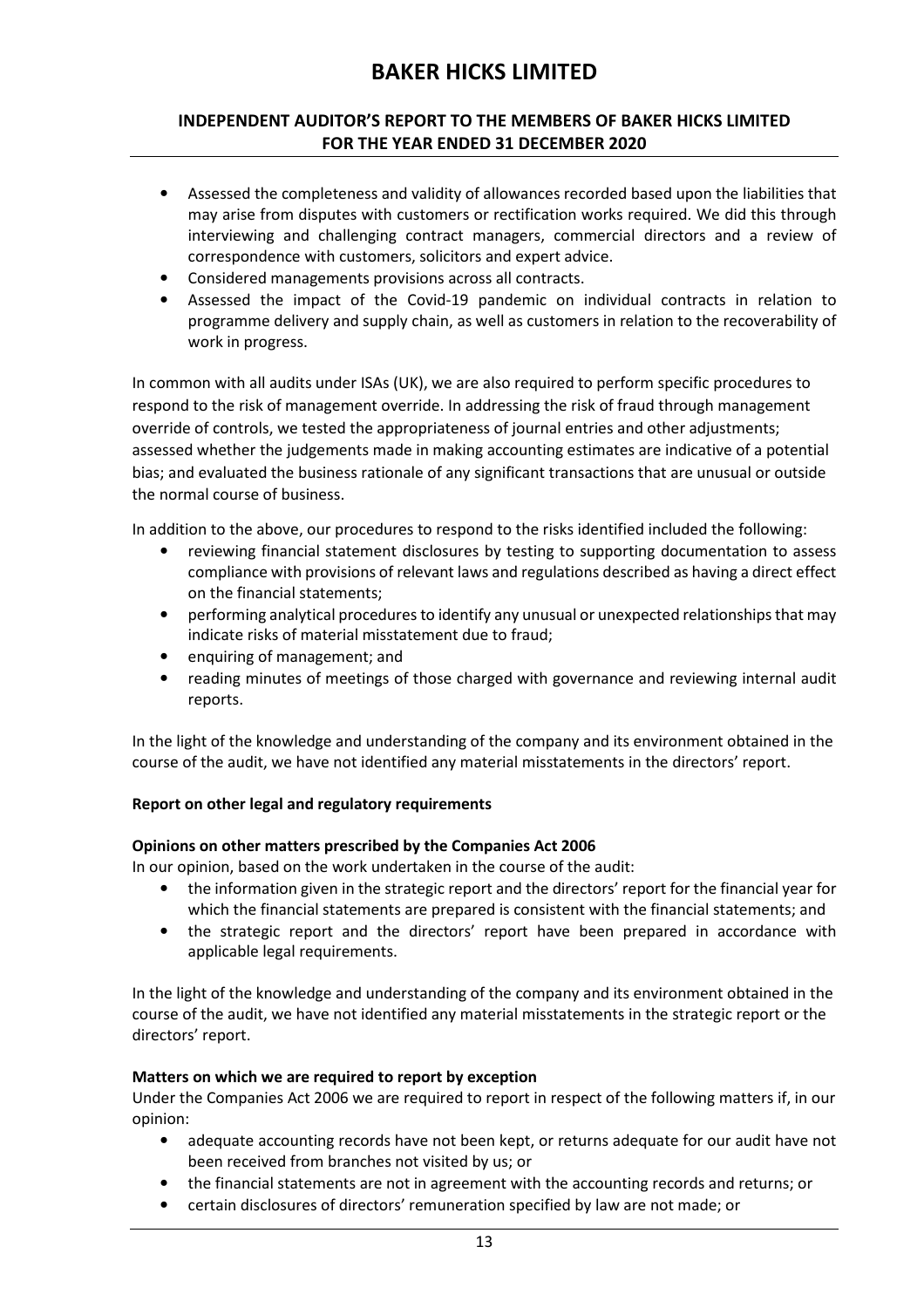- Assessed the completeness and validity of allowances recorded based upon the liabilities that may arise from disputes with customers or rectification works required. We did this through interviewing and challenging contract managers, commercial directors and a review of correspondence with customers, solicitors and expert advice.
- Considered managements provisions across all contracts.
- Assessed the impact of the Covid-19 pandemic on individual contracts in relation to programme delivery and supply chain, as well as customers in relation to the recoverability of work in progress.

In common with all audits under ISAs (UK), we are also required to perform specific procedures to respond to the risk of management override. In addressing the risk of fraud through management override of controls, we tested the appropriateness of journal entries and other adjustments; assessed whether the judgements made in making accounting estimates are indicative of a potential bias; and evaluated the business rationale of any significant transactions that are unusual or outside the normal course of business.

In addition to the above, our procedures to respond to the risks identified included the following:

- reviewing financial statement disclosures by testing to supporting documentation to assess compliance with provisions of relevant laws and regulations described as having a direct effect on the financial statements;
- performing analytical procedures to identify any unusual or unexpected relationships that may indicate risks of material misstatement due to fraud;
- enquiring of management; and
- reading minutes of meetings of those charged with governance and reviewing internal audit reports.

In the light of the knowledge and understanding of the company and its environment obtained in the course of the audit, we have not identified any material misstatements in the directors' report.

**Report on other legal and regulatory requirements**

**Opinions on other matters prescribed by the Companies Act 2006**

In our opinion, based on the work undertaken in the course of the audit:

- the information given in the strategic report and the directors' report for the financial year for which the financial statements are prepared is consistent with the financial statements; and
- the strategic report and the directors' report have been prepared in accordance with applicable legal requirements.

In the light of the knowledge and understanding of the company and its environment obtained in the course of the audit, we have not identified any material misstatements in the strategic report or the directors' report.

**Matters on which we are required to report by exception**

Under the Companies Act 2006 we are required to report in respect of the following matters if, in our opinion:

- adequate accounting records have not been kept, or returns adequate for our audit have not been received from branches not visited by us; or
- the financial statements are not in agreement with the accounting records and returns; or
- certain disclosures of directors' remuneration specified by law are not made; or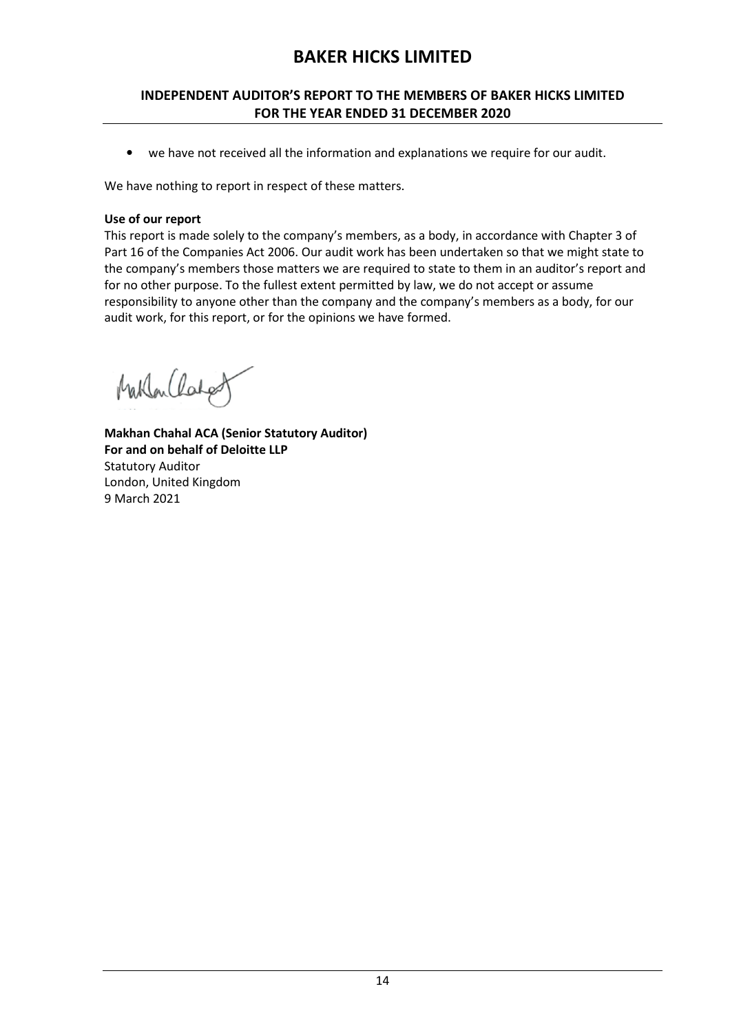- we have not received all the information and explanations we require for our audit.

We have nothing to report in respect of these matters.

**Use of our report**

This report is made solely to the company's members, as a body, in accordance with Chapter 3 of Part 16 of the Companies Act 2006. Our audit work has been undertaken so that we might state to the company's members those matters we are required to state to them in an auditor's report and for no other purpose. To the fullest extent permitted by law, we do not accept or assume responsibility to anyone other than the company and the company's members as a body, for our audit work, for this report, or for the opinions we have formed.

**Makhan Chahal ACA (Senior Statutory Auditor)**
**For and on behalf of Deloitte LLP**
Statutory Auditor
London, United Kingdom
9 March 2021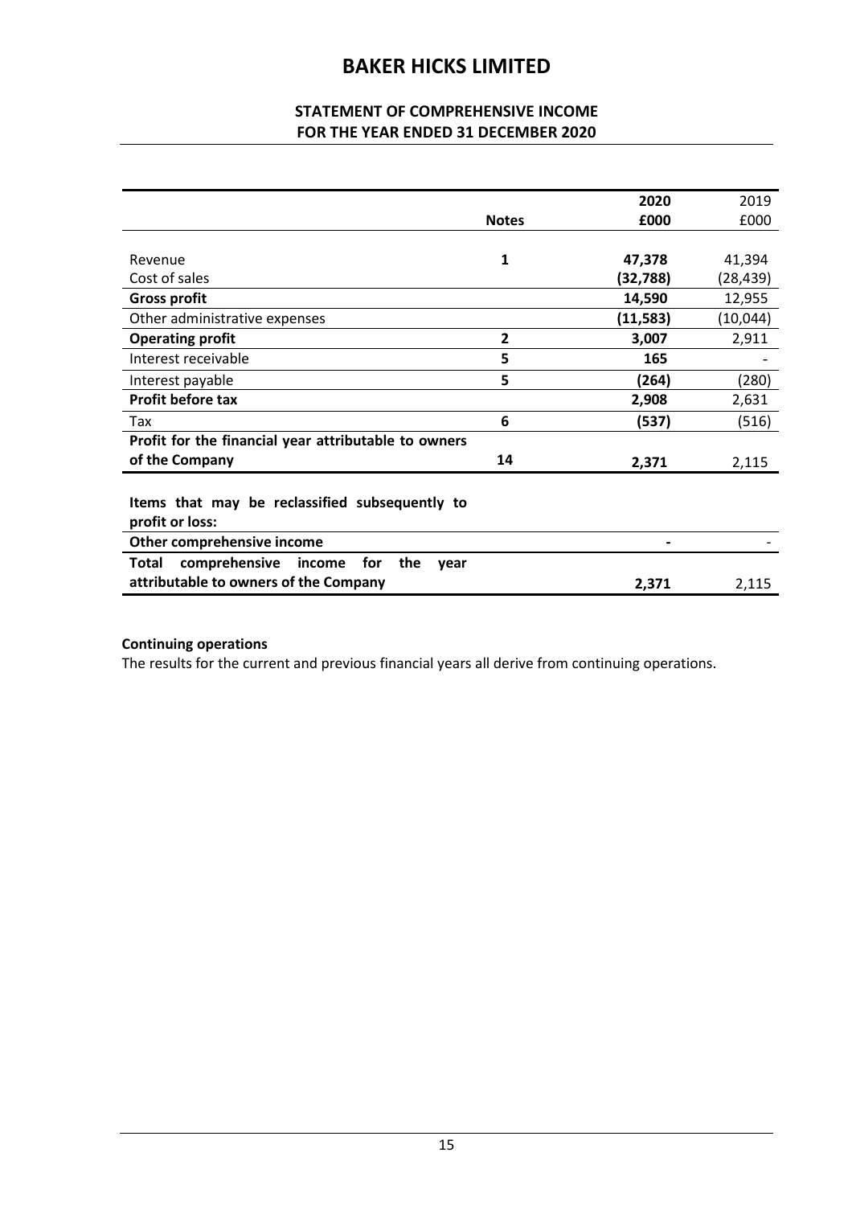# BAKER HICKS LIMITED

## STATEMENT OF COMPREHENSIVE INCOME
## FOR THE YEAR ENDED 31 DECEMBER 2020

| | Notes | 2020 £000 | 2019 £000 |
|---|---|---|---|
| Revenue | 1 | 47,378 | 41,394 |
| Cost of sales | | (32,788) | (28,439) |
| **Gross profit** | | **14,590** | 12,955 |
| Other administrative expenses | | (11,583) | (10,044) |
| **Operating profit** | 2 | **3,007** | 2,911 |
| Interest receivable | 5 | 165 | - |
| Interest payable | 5 | (264) | (280) |
| **Profit before tax** | | **2,908** | 2,631 |
| Tax | 6 | (537) | (516) |
| **Profit for the financial year attributable to owners of the Company** | 14 | **2,371** | 2,115 |
| **Items that may be reclassified subsequently to profit or loss:** | | | |
| **Other comprehensive income** | | - | - |
| **Total comprehensive income for the year attributable to owners of the Company** | | **2,371** | 2,115 |

**Continuing operations**

The results for the current and previous financial years all derive from continuing operations.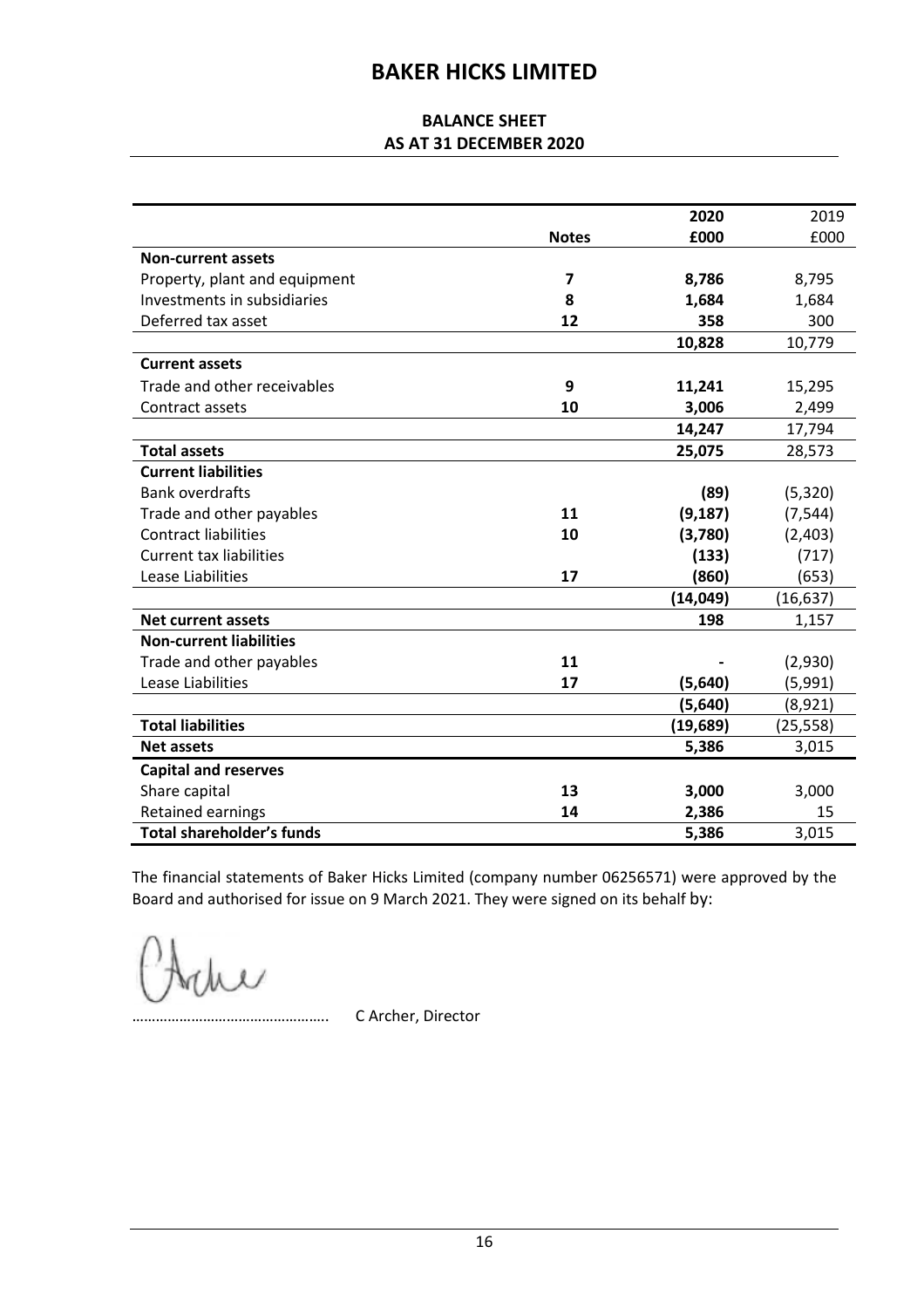# BAKER HICKS LIMITED

## BALANCE SHEET
## AS AT 31 DECEMBER 2020

| | Notes | 2020 | 2019 |
|---|---|---|---|
| | | **£000** | £000 |
| **Non-current assets** | | | |
| Property, plant and equipment | **7** | **8,786** | 8,795 |
| Investments in subsidiaries | **8** | **1,684** | 1,684 |
| Deferred tax asset | **12** | **358** | 300 |
| | | **10,828** | 10,779 |
| **Current assets** | | | |
| Trade and other receivables | **9** | **11,241** | 15,295 |
| Contract assets | **10** | **3,006** | 2,499 |
| | | **14,247** | 17,794 |
| **Total assets** | | **25,075** | 28,573 |
| **Current liabilities** | | | |
| Bank overdrafts | | **(89)** | (5,320) |
| Trade and other payables | **11** | **(9,187)** | (7,544) |
| Contract liabilities | **10** | **(3,780)** | (2,403) |
| Current tax liabilities | | **(133)** | (717) |
| Lease Liabilities | **17** | **(860)** | (653) |
| | | **(14,049)** | (16,637) |
| **Net current assets** | | **198** | 1,157 |
| **Non-current liabilities** | | | |
| Trade and other payables | **11** | **-** | (2,930) |
| Lease Liabilities | **17** | **(5,640)** | (5,991) |
| | | **(5,640)** | (8,921) |
| **Total liabilities** | | **(19,689)** | (25,558) |
| **Net assets** | | **5,386** | 3,015 |
| **Capital and reserves** | | | |
| Share capital | **13** | **3,000** | 3,000 |
| Retained earnings | **14** | **2,386** | 15 |
| **Total shareholder's funds** | | **5,386** | 3,015 |

The financial statements of Baker Hicks Limited (company number 06256571) were approved by the Board and authorised for issue on 9 March 2021. They were signed on its behalf by:

………………………………………. C Archer, Director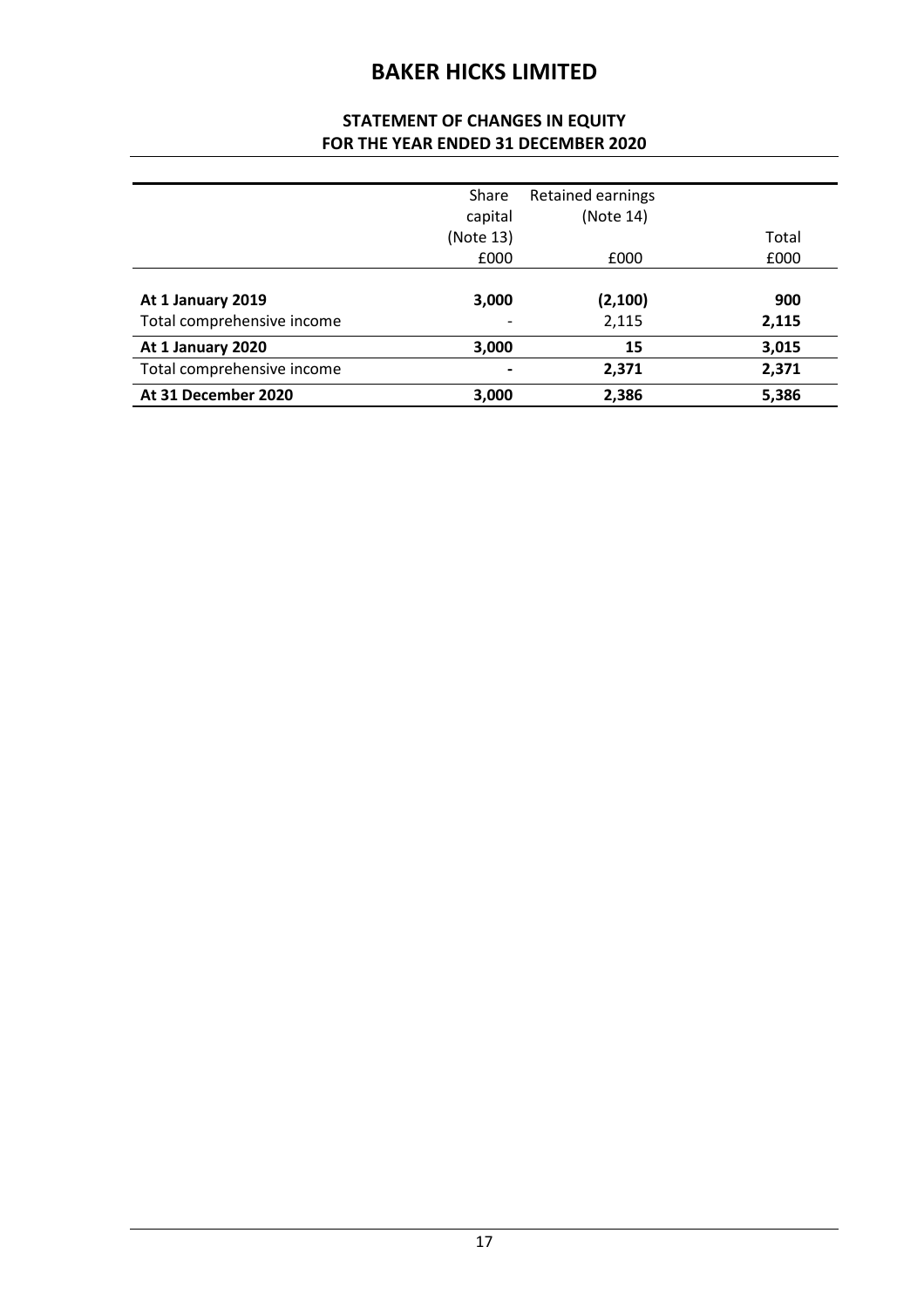# BAKER HICKS LIMITED

## STATEMENT OF CHANGES IN EQUITY
## FOR THE YEAR ENDED 31 DECEMBER 2020

| | Share capital (Note 13) | Retained earnings (Note 14) | Total |
|---|---|---|---|
| | £000 | £000 | £000 |
| **At 1 January 2019** | **3,000** | **(2,100)** | **900** |
| Total comprehensive income | - | 2,115 | **2,115** |
| **At 1 January 2020** | **3,000** | **15** | **3,015** |
| Total comprehensive income | **-** | **2,371** | **2,371** |
| **At 31 December 2020** | **3,000** | **2,386** | **5,386** |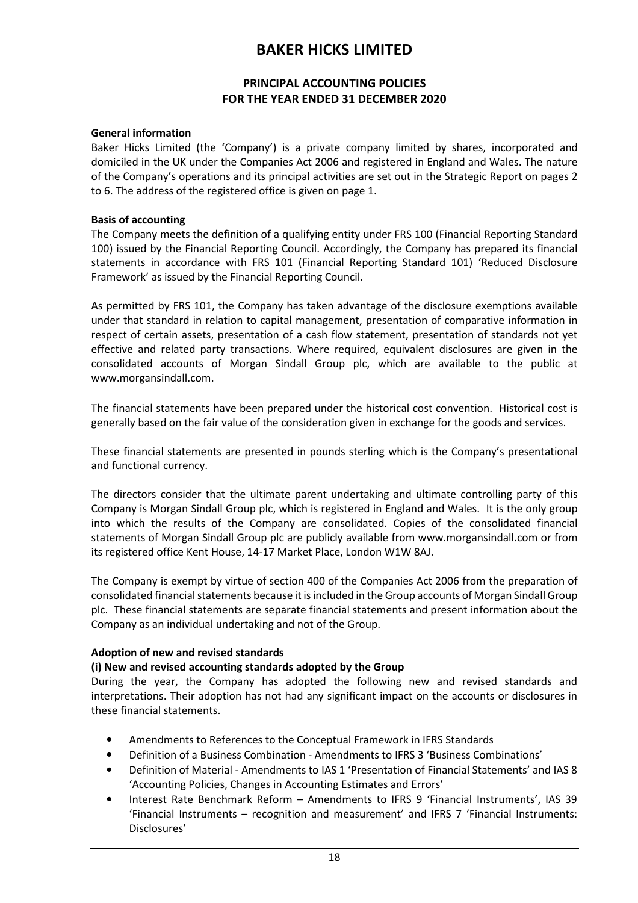# BAKER HICKS LIMITED

## PRINCIPAL ACCOUNTING POLICIES
## FOR THE YEAR ENDED 31 DECEMBER 2020

**General information**

Baker Hicks Limited (the 'Company') is a private company limited by shares, incorporated and domiciled in the UK under the Companies Act 2006 and registered in England and Wales. The nature of the Company's operations and its principal activities are set out in the Strategic Report on pages 2 to 6. The address of the registered office is given on page 1.

**Basis of accounting**

The Company meets the definition of a qualifying entity under FRS 100 (Financial Reporting Standard 100) issued by the Financial Reporting Council. Accordingly, the Company has prepared its financial statements in accordance with FRS 101 (Financial Reporting Standard 101) 'Reduced Disclosure Framework' as issued by the Financial Reporting Council.

As permitted by FRS 101, the Company has taken advantage of the disclosure exemptions available under that standard in relation to capital management, presentation of comparative information in respect of certain assets, presentation of a cash flow statement, presentation of standards not yet effective and related party transactions. Where required, equivalent disclosures are given in the consolidated accounts of Morgan Sindall Group plc, which are available to the public at www.morgansindall.com.

The financial statements have been prepared under the historical cost convention. Historical cost is generally based on the fair value of the consideration given in exchange for the goods and services.

These financial statements are presented in pounds sterling which is the Company's presentational and functional currency.

The directors consider that the ultimate parent undertaking and ultimate controlling party of this Company is Morgan Sindall Group plc, which is registered in England and Wales. It is the only group into which the results of the Company are consolidated. Copies of the consolidated financial statements of Morgan Sindall Group plc are publicly available from www.morgansindall.com or from its registered office Kent House, 14-17 Market Place, London W1W 8AJ.

The Company is exempt by virtue of section 400 of the Companies Act 2006 from the preparation of consolidated financial statements because it is included in the Group accounts of Morgan Sindall Group plc. These financial statements are separate financial statements and present information about the Company as an individual undertaking and not of the Group.

**Adoption of new and revised standards**

**(i) New and revised accounting standards adopted by the Group**

During the year, the Company has adopted the following new and revised standards and interpretations. Their adoption has not had any significant impact on the accounts or disclosures in these financial statements.

- Amendments to References to the Conceptual Framework in IFRS Standards
- Definition of a Business Combination - Amendments to IFRS 3 'Business Combinations'
- Definition of Material - Amendments to IAS 1 'Presentation of Financial Statements' and IAS 8 'Accounting Policies, Changes in Accounting Estimates and Errors'
- Interest Rate Benchmark Reform – Amendments to IFRS 9 'Financial Instruments', IAS 39 'Financial Instruments – recognition and measurement' and IFRS 7 'Financial Instruments: Disclosures'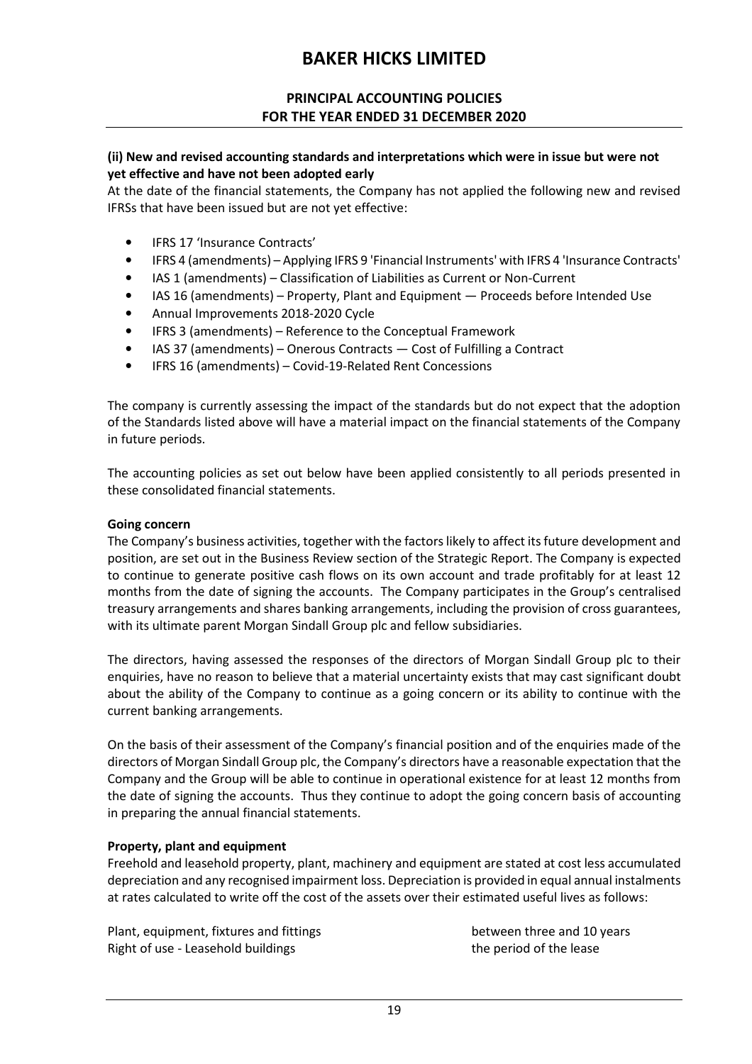# BAKER HICKS LIMITED

## PRINCIPAL ACCOUNTING POLICIES
## FOR THE YEAR ENDED 31 DECEMBER 2020

**(ii) New and revised accounting standards and interpretations which were in issue but were not yet effective and have not been adopted early**

At the date of the financial statements, the Company has not applied the following new and revised IFRSs that have been issued but are not yet effective:

- IFRS 17 'Insurance Contracts'
- IFRS 4 (amendments) – Applying IFRS 9 'Financial Instruments' with IFRS 4 'Insurance Contracts'
- IAS 1 (amendments) – Classification of Liabilities as Current or Non-Current
- IAS 16 (amendments) – Property, Plant and Equipment — Proceeds before Intended Use
- Annual Improvements 2018-2020 Cycle
- IFRS 3 (amendments) – Reference to the Conceptual Framework
- IAS 37 (amendments) – Onerous Contracts — Cost of Fulfilling a Contract
- IFRS 16 (amendments) – Covid-19-Related Rent Concessions

The company is currently assessing the impact of the standards but do not expect that the adoption of the Standards listed above will have a material impact on the financial statements of the Company in future periods.

The accounting policies as set out below have been applied consistently to all periods presented in these consolidated financial statements.

**Going concern**

The Company's business activities, together with the factors likely to affect its future development and position, are set out in the Business Review section of the Strategic Report. The Company is expected to continue to generate positive cash flows on its own account and trade profitably for at least 12 months from the date of signing the accounts. The Company participates in the Group's centralised treasury arrangements and shares banking arrangements, including the provision of cross guarantees, with its ultimate parent Morgan Sindall Group plc and fellow subsidiaries.

The directors, having assessed the responses of the directors of Morgan Sindall Group plc to their enquiries, have no reason to believe that a material uncertainty exists that may cast significant doubt about the ability of the Company to continue as a going concern or its ability to continue with the current banking arrangements.

On the basis of their assessment of the Company's financial position and of the enquiries made of the directors of Morgan Sindall Group plc, the Company's directors have a reasonable expectation that the Company and the Group will be able to continue in operational existence for at least 12 months from the date of signing the accounts. Thus they continue to adopt the going concern basis of accounting in preparing the annual financial statements.

**Property, plant and equipment**

Freehold and leasehold property, plant, machinery and equipment are stated at cost less accumulated depreciation and any recognised impairment loss. Depreciation is provided in equal annual instalments at rates calculated to write off the cost of the assets over their estimated useful lives as follows:

| | |
|---|---|
| Plant, equipment, fixtures and fittings | between three and 10 years |
| Right of use - Leasehold buildings | the period of the lease |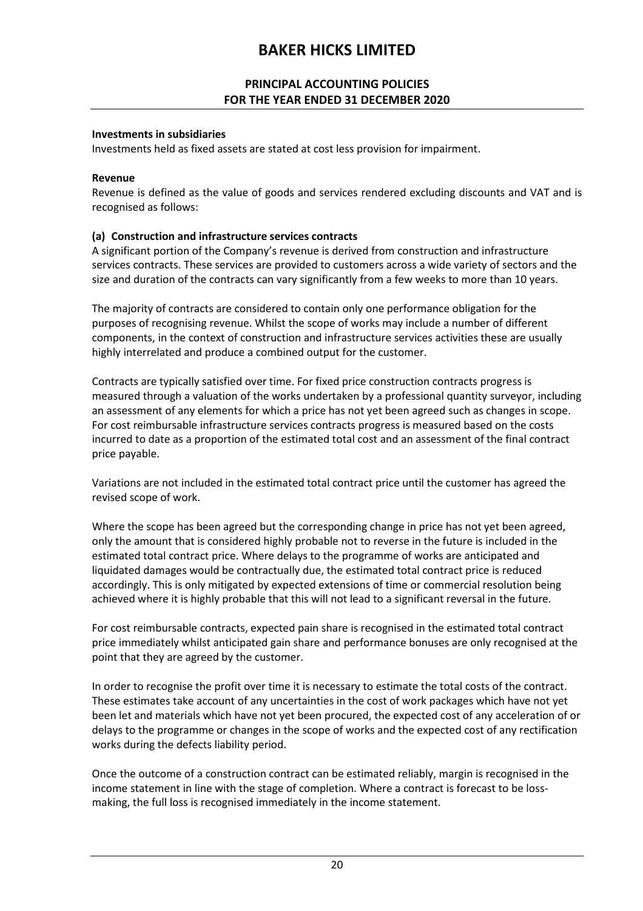# BAKER HICKS LIMITED

## PRINCIPAL ACCOUNTING POLICIES
## FOR THE YEAR ENDED 31 DECEMBER 2020

**Investments in subsidiaries**

Investments held as fixed assets are stated at cost less provision for impairment.

**Revenue**

Revenue is defined as the value of goods and services rendered excluding discounts and VAT and is recognised as follows:

**(a) Construction and infrastructure services contracts**

A significant portion of the Company's revenue is derived from construction and infrastructure services contracts. These services are provided to customers across a wide variety of sectors and the size and duration of the contracts can vary significantly from a few weeks to more than 10 years.

The majority of contracts are considered to contain only one performance obligation for the purposes of recognising revenue. Whilst the scope of works may include a number of different components, in the context of construction and infrastructure services activities these are usually highly interrelated and produce a combined output for the customer.

Contracts are typically satisfied over time. For fixed price construction contracts progress is measured through a valuation of the works undertaken by a professional quantity surveyor, including an assessment of any elements for which a price has not yet been agreed such as changes in scope. For cost reimbursable infrastructure services contracts progress is measured based on the costs incurred to date as a proportion of the estimated total cost and an assessment of the final contract price payable.

Variations are not included in the estimated total contract price until the customer has agreed the revised scope of work.

Where the scope has been agreed but the corresponding change in price has not yet been agreed, only the amount that is considered highly probable not to reverse in the future is included in the estimated total contract price. Where delays to the programme of works are anticipated and liquidated damages would be contractually due, the estimated total contract price is reduced accordingly. This is only mitigated by expected extensions of time or commercial resolution being achieved where it is highly probable that this will not lead to a significant reversal in the future.

For cost reimbursable contracts, expected pain share is recognised in the estimated total contract price immediately whilst anticipated gain share and performance bonuses are only recognised at the point that they are agreed by the customer.

In order to recognise the profit over time it is necessary to estimate the total costs of the contract. These estimates take account of any uncertainties in the cost of work packages which have not yet been let and materials which have not yet been procured, the expected cost of any acceleration of or delays to the programme or changes in the scope of works and the expected cost of any rectification works during the defects liability period.

Once the outcome of a construction contract can be estimated reliably, margin is recognised in the income statement in line with the stage of completion. Where a contract is forecast to be loss-making, the full loss is recognised immediately in the income statement.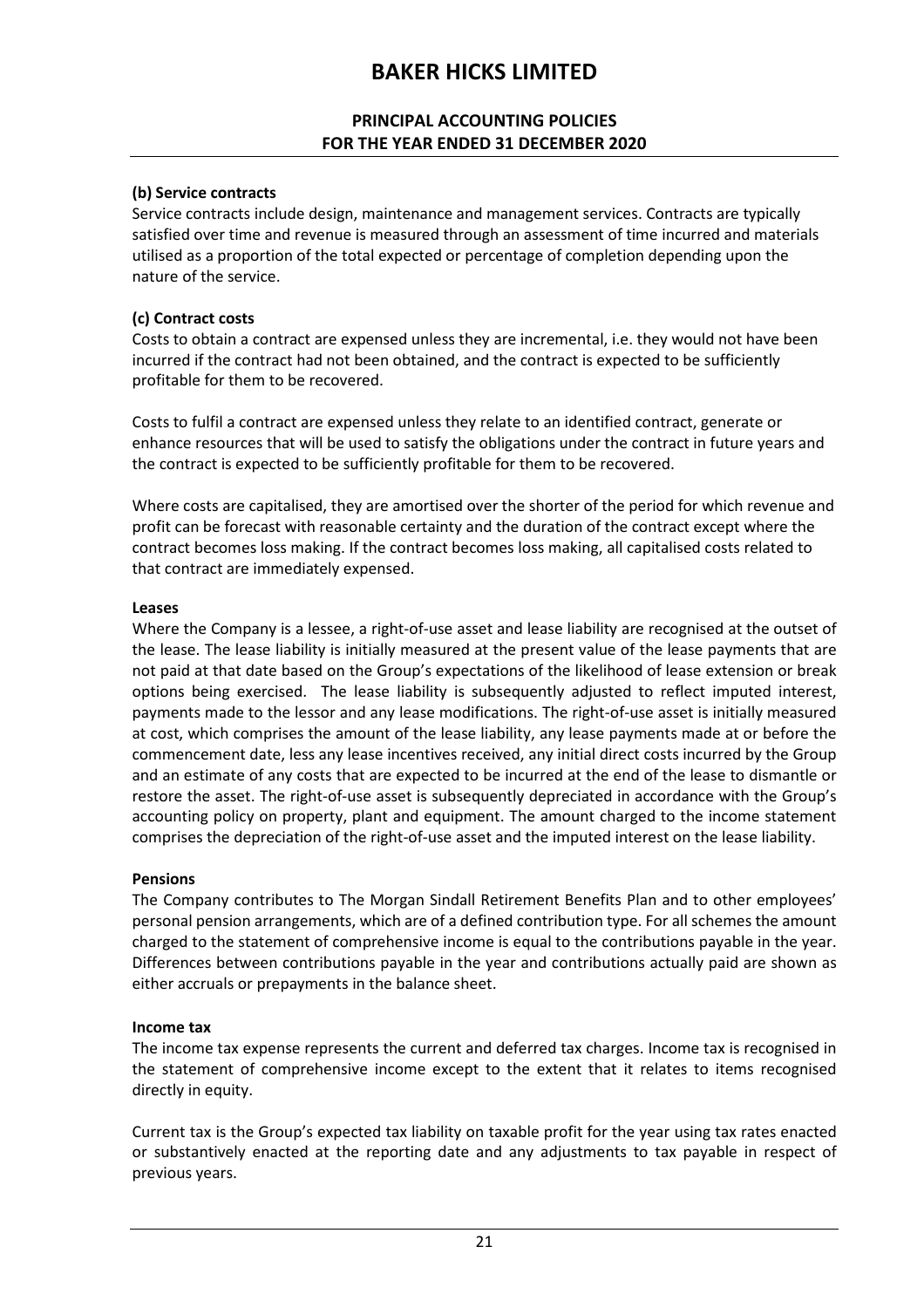#### (b) Service contracts

Service contracts include design, maintenance and management services. Contracts are typically satisfied over time and revenue is measured through an assessment of time incurred and materials utilised as a proportion of the total expected or percentage of completion depending upon the nature of the service.

#### (c) Contract costs

Costs to obtain a contract are expensed unless they are incremental, i.e. they would not have been incurred if the contract had not been obtained, and the contract is expected to be sufficiently profitable for them to be recovered.

Costs to fulfil a contract are expensed unless they relate to an identified contract, generate or enhance resources that will be used to satisfy the obligations under the contract in future years and the contract is expected to be sufficiently profitable for them to be recovered.

Where costs are capitalised, they are amortised over the shorter of the period for which revenue and profit can be forecast with reasonable certainty and the duration of the contract except where the contract becomes loss making. If the contract becomes loss making, all capitalised costs related to that contract are immediately expensed.

### Leases

Where the Company is a lessee, a right-of-use asset and lease liability are recognised at the outset of the lease. The lease liability is initially measured at the present value of the lease payments that are not paid at that date based on the Group's expectations of the likelihood of lease extension or break options being exercised. The lease liability is subsequently adjusted to reflect imputed interest, payments made to the lessor and any lease modifications. The right-of-use asset is initially measured at cost, which comprises the amount of the lease liability, any lease payments made at or before the commencement date, less any lease incentives received, any initial direct costs incurred by the Group and an estimate of any costs that are expected to be incurred at the end of the lease to dismantle or restore the asset. The right-of-use asset is subsequently depreciated in accordance with the Group's accounting policy on property, plant and equipment. The amount charged to the income statement comprises the depreciation of the right-of-use asset and the imputed interest on the lease liability.

### Pensions

The Company contributes to The Morgan Sindall Retirement Benefits Plan and to other employees' personal pension arrangements, which are of a defined contribution type. For all schemes the amount charged to the statement of comprehensive income is equal to the contributions payable in the year. Differences between contributions payable in the year and contributions actually paid are shown as either accruals or prepayments in the balance sheet.

### Income tax

The income tax expense represents the current and deferred tax charges. Income tax is recognised in the statement of comprehensive income except to the extent that it relates to items recognised directly in equity.

Current tax is the Group's expected tax liability on taxable profit for the year using tax rates enacted or substantively enacted at the reporting date and any adjustments to tax payable in respect of previous years.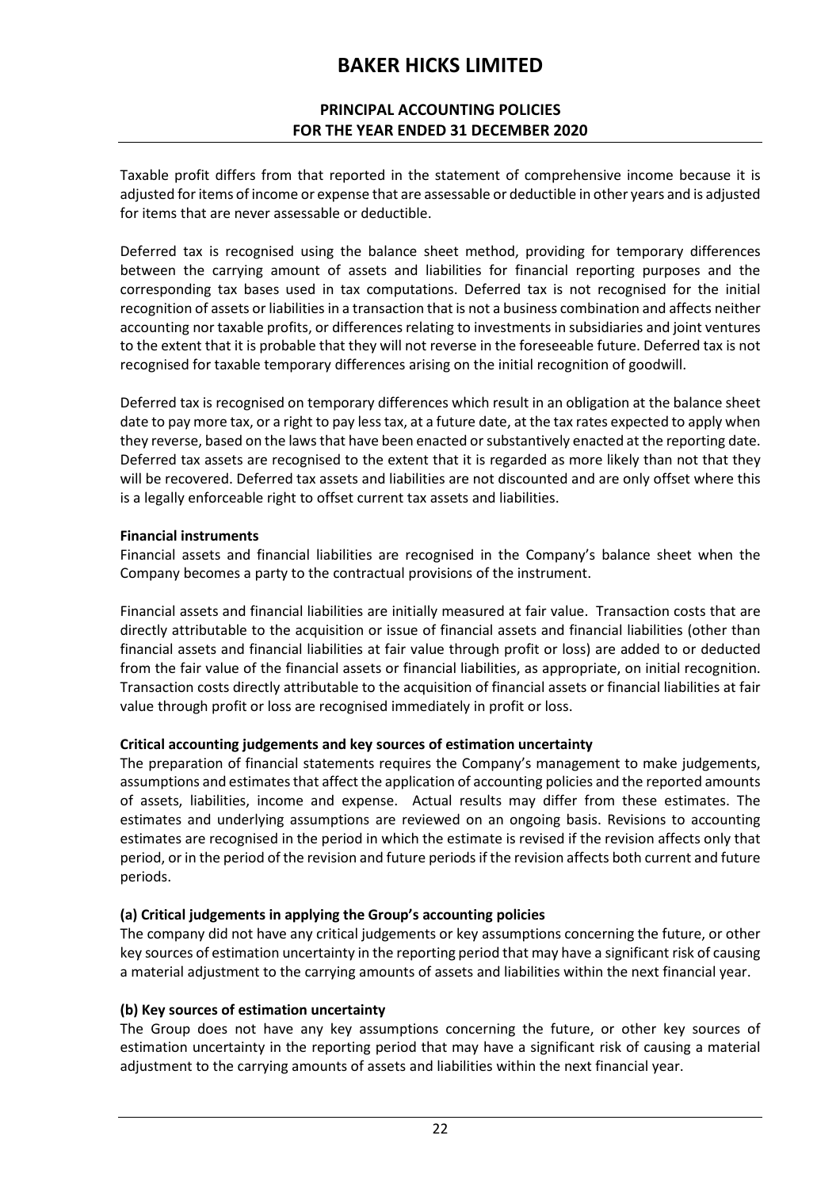Taxable profit differs from that reported in the statement of comprehensive income because it is adjusted for items of income or expense that are assessable or deductible in other years and is adjusted for items that are never assessable or deductible.

Deferred tax is recognised using the balance sheet method, providing for temporary differences between the carrying amount of assets and liabilities for financial reporting purposes and the corresponding tax bases used in tax computations. Deferred tax is not recognised for the initial recognition of assets or liabilities in a transaction that is not a business combination and affects neither accounting nor taxable profits, or differences relating to investments in subsidiaries and joint ventures to the extent that it is probable that they will not reverse in the foreseeable future. Deferred tax is not recognised for taxable temporary differences arising on the initial recognition of goodwill.

Deferred tax is recognised on temporary differences which result in an obligation at the balance sheet date to pay more tax, or a right to pay less tax, at a future date, at the tax rates expected to apply when they reverse, based on the laws that have been enacted or substantively enacted at the reporting date. Deferred tax assets are recognised to the extent that it is regarded as more likely than not that they will be recovered. Deferred tax assets and liabilities are not discounted and are only offset where this is a legally enforceable right to offset current tax assets and liabilities.

**Financial instruments**

Financial assets and financial liabilities are recognised in the Company's balance sheet when the Company becomes a party to the contractual provisions of the instrument.

Financial assets and financial liabilities are initially measured at fair value. Transaction costs that are directly attributable to the acquisition or issue of financial assets and financial liabilities (other than financial assets and financial liabilities at fair value through profit or loss) are added to or deducted from the fair value of the financial assets or financial liabilities, as appropriate, on initial recognition. Transaction costs directly attributable to the acquisition of financial assets or financial liabilities at fair value through profit or loss are recognised immediately in profit or loss.

**Critical accounting judgements and key sources of estimation uncertainty**

The preparation of financial statements requires the Company's management to make judgements, assumptions and estimates that affect the application of accounting policies and the reported amounts of assets, liabilities, income and expense. Actual results may differ from these estimates. The estimates and underlying assumptions are reviewed on an ongoing basis. Revisions to accounting estimates are recognised in the period in which the estimate is revised if the revision affects only that period, or in the period of the revision and future periods if the revision affects both current and future periods.

**(a) Critical judgements in applying the Group's accounting policies**

The company did not have any critical judgements or key assumptions concerning the future, or other key sources of estimation uncertainty in the reporting period that may have a significant risk of causing a material adjustment to the carrying amounts of assets and liabilities within the next financial year.

**(b) Key sources of estimation uncertainty**

The Group does not have any key assumptions concerning the future, or other key sources of estimation uncertainty in the reporting period that may have a significant risk of causing a material adjustment to the carrying amounts of assets and liabilities within the next financial year.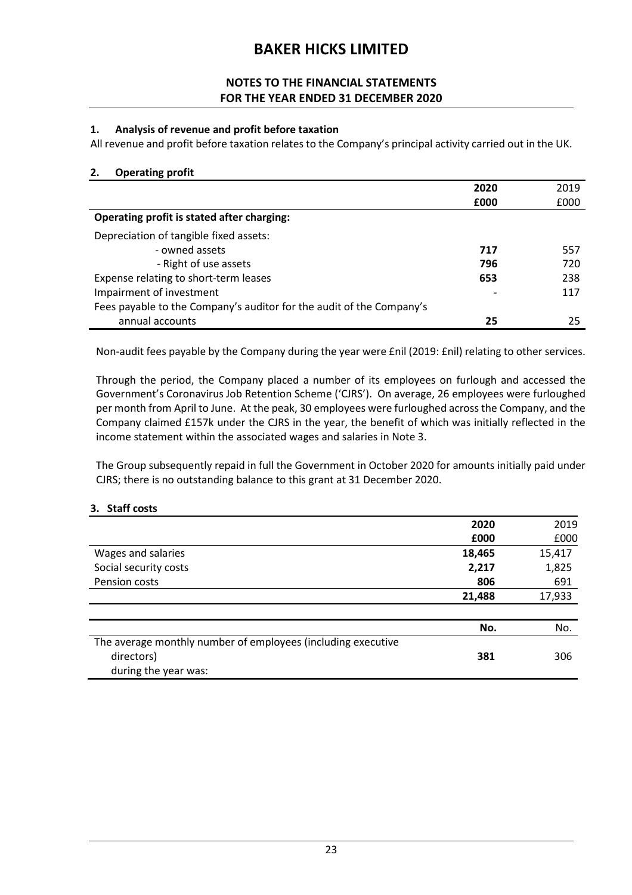# BAKER HICKS LIMITED

## NOTES TO THE FINANCIAL STATEMENTS FOR THE YEAR ENDED 31 DECEMBER 2020

### 1. Analysis of revenue and profit before taxation

All revenue and profit before taxation relates to the Company's principal activity carried out in the UK.

### 2. Operating profit

| | 2020 | 2019 |
|---|---|---|
| | £000 | £000 |
| **Operating profit is stated after charging:** | | |
| Depreciation of tangible fixed assets: | | |
| - owned assets | **717** | 557 |
| - Right of use assets | **796** | 720 |
| Expense relating to short-term leases | **653** | 238 |
| Impairment of investment | - | 117 |
| Fees payable to the Company's auditor for the audit of the Company's annual accounts | **25** | 25 |

Non-audit fees payable by the Company during the year were £nil (2019: £nil) relating to other services.

Through the period, the Company placed a number of its employees on furlough and accessed the Government's Coronavirus Job Retention Scheme ('CJRS'). On average, 26 employees were furloughed per month from April to June. At the peak, 30 employees were furloughed across the Company, and the Company claimed £157k under the CJRS in the year, the benefit of which was initially reflected in the income statement within the associated wages and salaries in Note 3.

The Group subsequently repaid in full the Government in October 2020 for amounts initially paid under CJRS; there is no outstanding balance to this grant at 31 December 2020.

### 3. Staff costs

| | 2020 | 2019 |
|---|---|---|
| | £000 | £000 |
| Wages and salaries | **18,465** | 15,417 |
| Social security costs | **2,217** | 1,825 |
| Pension costs | **806** | 691 |
| | **21,488** | 17,933 |

| | No. | No. |
|---|---|---|
| The average monthly number of employees (including executive directors) during the year was: | **381** | 306 |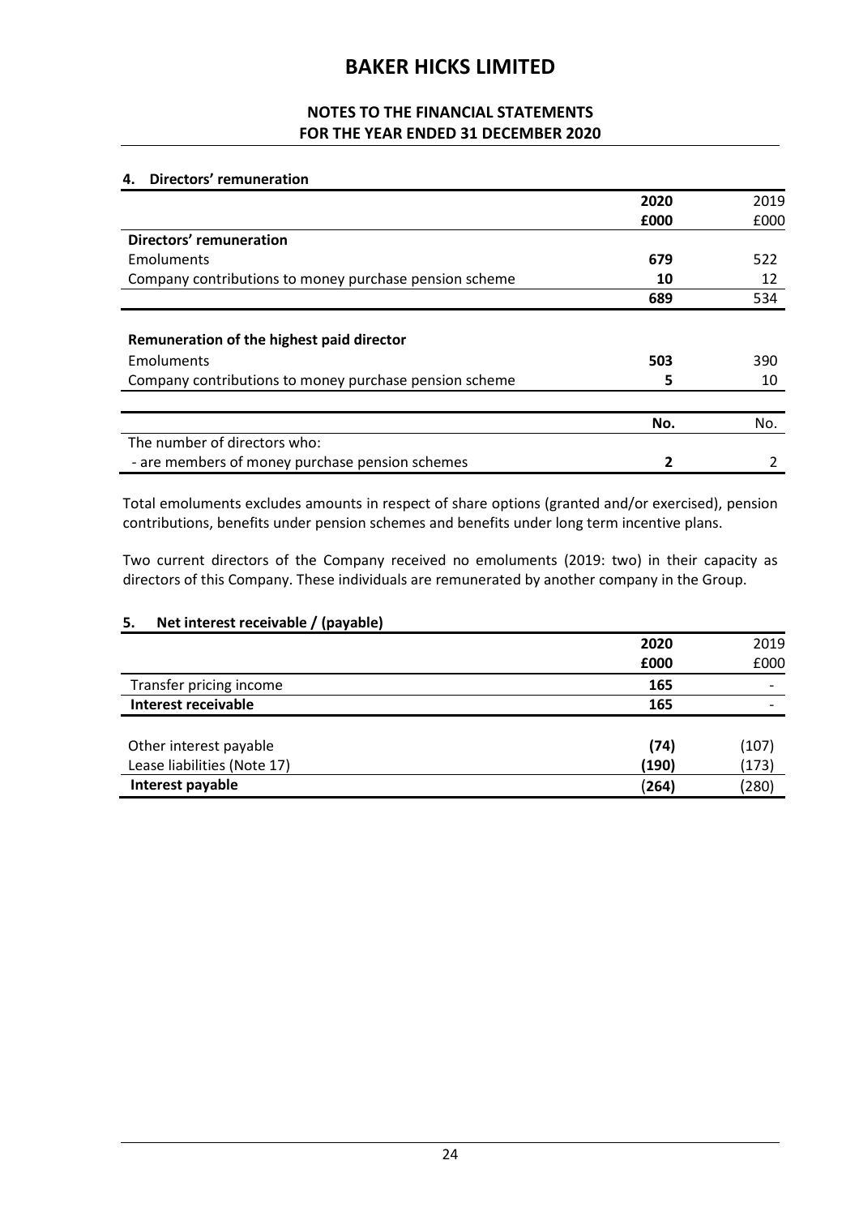# BAKER HICKS LIMITED

## NOTES TO THE FINANCIAL STATEMENTS FOR THE YEAR ENDED 31 DECEMBER 2020

### 4. Directors' remuneration

| | 2020 | 2019 |
|---|---|---|
| | £000 | £000 |
| **Directors' remuneration** | | |
| Emoluments | **679** | 522 |
| Company contributions to money purchase pension scheme | **10** | 12 |
| | **689** | 534 |
| **Remuneration of the highest paid director** | | |
| Emoluments | **503** | 390 |
| Company contributions to money purchase pension scheme | **5** | 10 |
| | **No.** | No. |
| The number of directors who: | | |
| - are members of money purchase pension schemes | **2** | 2 |

Total emoluments excludes amounts in respect of share options (granted and/or exercised), pension contributions, benefits under pension schemes and benefits under long term incentive plans.

Two current directors of the Company received no emoluments (2019: two) in their capacity as directors of this Company. These individuals are remunerated by another company in the Group.

### 5. Net interest receivable / (payable)

| | 2020 | 2019 |
|---|---|---|
| | £000 | £000 |
| Transfer pricing income | **165** | - |
| **Interest receivable** | **165** | - |
| Other interest payable | **(74)** | (107) |
| Lease liabilities (Note 17) | **(190)** | (173) |
| **Interest payable** | **(264)** | (280) |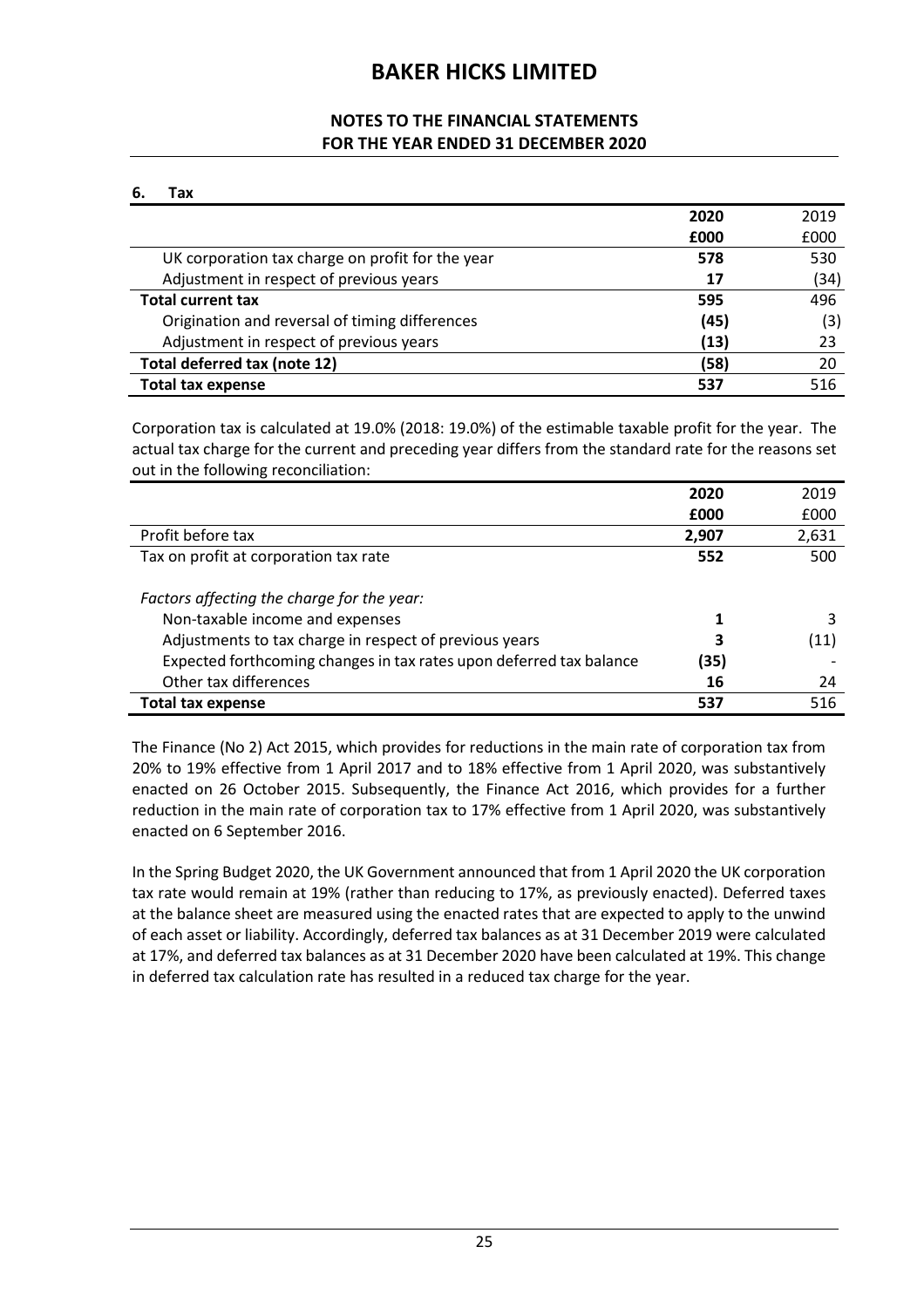# BAKER HICKS LIMITED

## NOTES TO THE FINANCIAL STATEMENTS FOR THE YEAR ENDED 31 DECEMBER 2020

### 6. Tax

| | 2020 | 2019 |
|---|---|---|
| | £000 | £000 |
| UK corporation tax charge on profit for the year | **578** | 530 |
| Adjustment in respect of previous years | **17** | (34) |
| **Total current tax** | **595** | 496 |
| Origination and reversal of timing differences | **(45)** | (3) |
| Adjustment in respect of previous years | **(13)** | 23 |
| **Total deferred tax (note 12)** | **(58)** | 20 |
| **Total tax expense** | **537** | 516 |

Corporation tax is calculated at 19.0% (2018: 19.0%) of the estimable taxable profit for the year. The actual tax charge for the current and preceding year differs from the standard rate for the reasons set out in the following reconciliation:

| | 2020 | 2019 |
|---|---|---|
| | £000 | £000 |
| Profit before tax | **2,907** | 2,631 |
| Tax on profit at corporation tax rate | **552** | 500 |
| *Factors affecting the charge for the year:* | | |
| Non-taxable income and expenses | **1** | 3 |
| Adjustments to tax charge in respect of previous years | **3** | (11) |
| Expected forthcoming changes in tax rates upon deferred tax balance | **(35)** | - |
| Other tax differences | **16** | 24 |
| **Total tax expense** | **537** | 516 |

The Finance (No 2) Act 2015, which provides for reductions in the main rate of corporation tax from 20% to 19% effective from 1 April 2017 and to 18% effective from 1 April 2020, was substantively enacted on 26 October 2015. Subsequently, the Finance Act 2016, which provides for a further reduction in the main rate of corporation tax to 17% effective from 1 April 2020, was substantively enacted on 6 September 2016.

In the Spring Budget 2020, the UK Government announced that from 1 April 2020 the UK corporation tax rate would remain at 19% (rather than reducing to 17%, as previously enacted). Deferred taxes at the balance sheet are measured using the enacted rates that are expected to apply to the unwind of each asset or liability. Accordingly, deferred tax balances as at 31 December 2019 were calculated at 17%, and deferred tax balances as at 31 December 2020 have been calculated at 19%. This change in deferred tax calculation rate has resulted in a reduced tax charge for the year.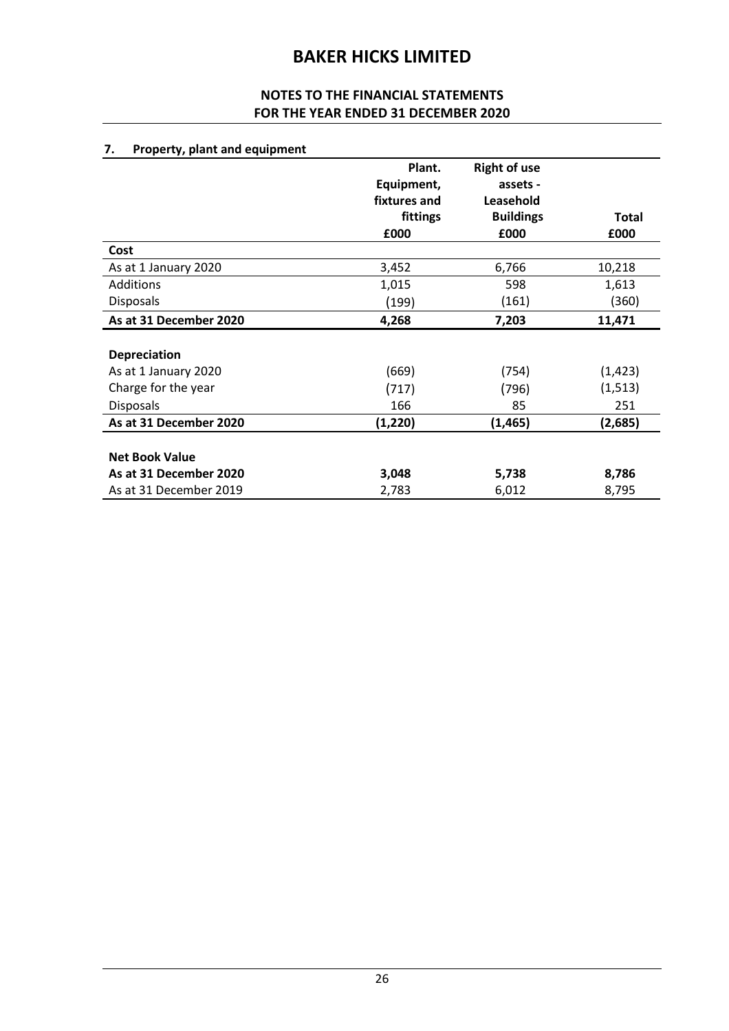# BAKER HICKS LIMITED

## NOTES TO THE FINANCIAL STATEMENTS
## FOR THE YEAR ENDED 31 DECEMBER 2020

### 7. Property, plant and equipment

| | Plant. Equipment, fixtures and fittings £000 | Right of use assets - Leasehold Buildings £000 | Total £000 |
|---|---|---|---|
| **Cost** | | | |
| As at 1 January 2020 | 3,452 | 6,766 | 10,218 |
| Additions | 1,015 | 598 | 1,613 |
| Disposals | (199) | (161) | (360) |
| **As at 31 December 2020** | **4,268** | **7,203** | **11,471** |
| | | | |
| **Depreciation** | | | |
| As at 1 January 2020 | (669) | (754) | (1,423) |
| Charge for the year | (717) | (796) | (1,513) |
| Disposals | 166 | 85 | 251 |
| **As at 31 December 2020** | **(1,220)** | **(1,465)** | **(2,685)** |
| | | | |
| **Net Book Value** | | | |
| **As at 31 December 2020** | **3,048** | **5,738** | **8,786** |
| As at 31 December 2019 | 2,783 | 6,012 | 8,795 |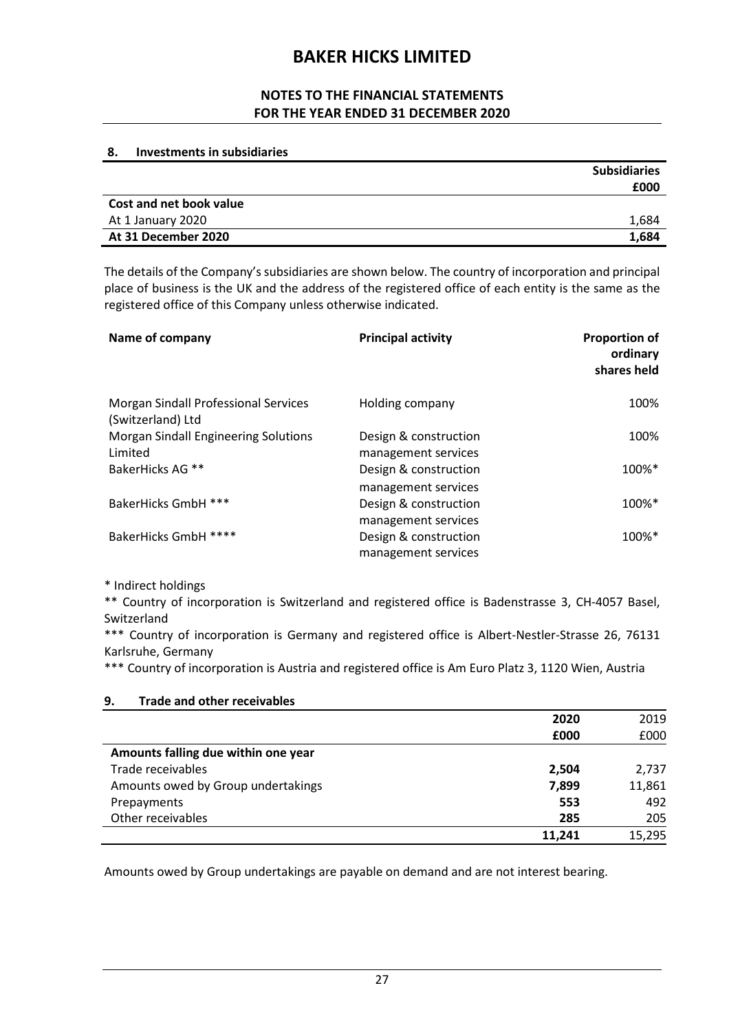# BAKER HICKS LIMITED

## NOTES TO THE FINANCIAL STATEMENTS FOR THE YEAR ENDED 31 DECEMBER 2020

### 8. Investments in subsidiaries

| | Subsidiaries £000 |
|---|---|
| **Cost and net book value** | |
| At 1 January 2020 | 1,684 |
| **At 31 December 2020** | **1,684** |

The details of the Company's subsidiaries are shown below. The country of incorporation and principal place of business is the UK and the address of the registered office of each entity is the same as the registered office of this Company unless otherwise indicated.

| Name of company | Principal activity | Proportion of ordinary shares held |
|---|---|---|
| Morgan Sindall Professional Services (Switzerland) Ltd | Holding company | 100% |
| Morgan Sindall Engineering Solutions Limited | Design & construction management services | 100% |
| BakerHicks AG ** | Design & construction management services | 100%* |
| BakerHicks GmbH *** | Design & construction management services | 100%* |
| BakerHicks GmbH **** | Design & construction management services | 100%* |

\* Indirect holdings

** Country of incorporation is Switzerland and registered office is Badenstrasse 3, CH-4057 Basel, Switzerland

*** Country of incorporation is Germany and registered office is Albert-Nestler-Strasse 26, 76131 Karlsruhe, Germany

*** Country of incorporation is Austria and registered office is Am Euro Platz 3, 1120 Wien, Austria

### 9. Trade and other receivables

| | 2020 £000 | 2019 £000 |
|---|---|---|
| **Amounts falling due within one year** | | |
| Trade receivables | **2,504** | 2,737 |
| Amounts owed by Group undertakings | **7,899** | 11,861 |
| Prepayments | **553** | 492 |
| Other receivables | **285** | 205 |
| | **11,241** | 15,295 |

Amounts owed by Group undertakings are payable on demand and are not interest bearing.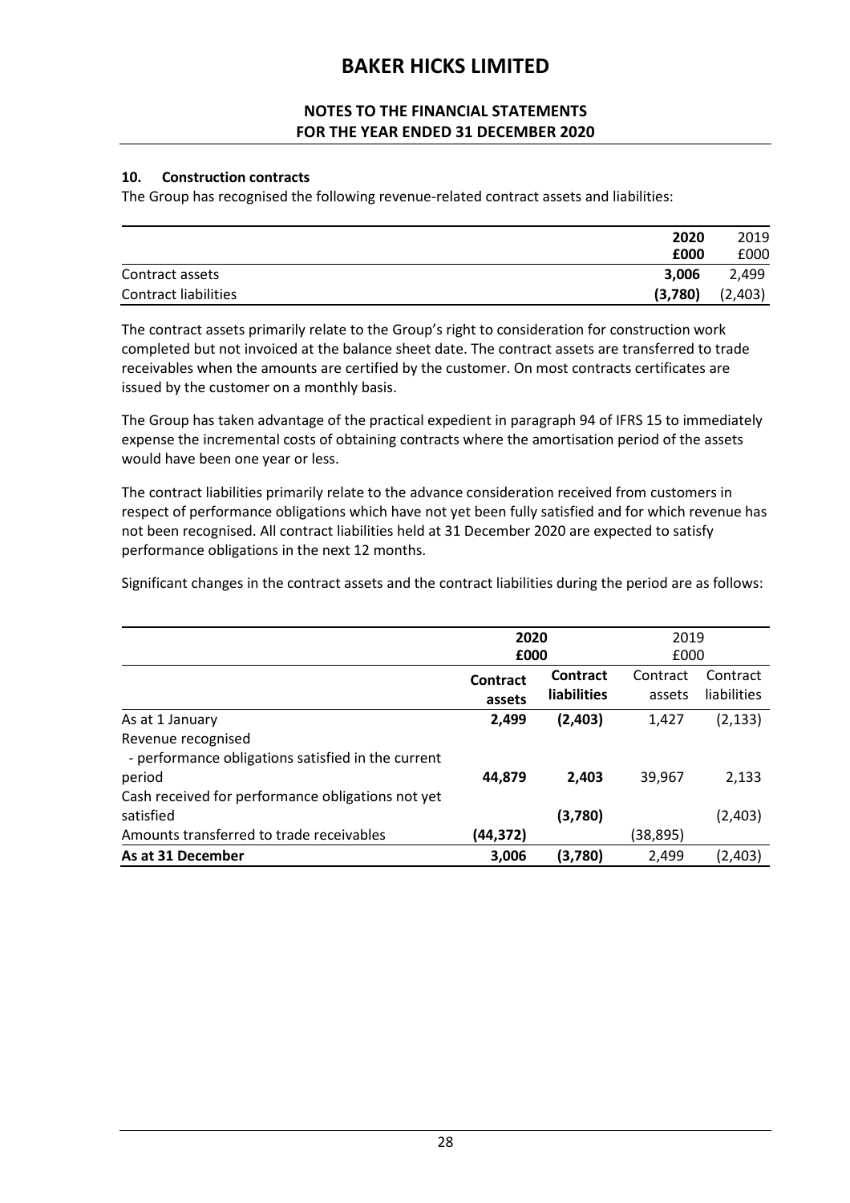# BAKER HICKS LIMITED

## NOTES TO THE FINANCIAL STATEMENTS FOR THE YEAR ENDED 31 DECEMBER 2020

### 10. Construction contracts

The Group has recognised the following revenue-related contract assets and liabilities:

| | **2020 £000** | 2019 £000 |
|---|---|---|
| Contract assets | **3,006** | 2,499 |
| Contract liabilities | **(3,780)** | (2,403) |

The contract assets primarily relate to the Group's right to consideration for construction work completed but not invoiced at the balance sheet date. The contract assets are transferred to trade receivables when the amounts are certified by the customer. On most contracts certificates are issued by the customer on a monthly basis.

The Group has taken advantage of the practical expedient in paragraph 94 of IFRS 15 to immediately expense the incremental costs of obtaining contracts where the amortisation period of the assets would have been one year or less.

The contract liabilities primarily relate to the advance consideration received from customers in respect of performance obligations which have not yet been fully satisfied and for which revenue has not been recognised. All contract liabilities held at 31 December 2020 are expected to satisfy performance obligations in the next 12 months.

Significant changes in the contract assets and the contract liabilities during the period are as follows:

| | **2020 £000** | | 2019 £000 | |
|---|---|---|---|---|
| | **Contract assets** | **Contract liabilities** | Contract assets | Contract liabilities |
| As at 1 January | **2,499** | **(2,403)** | 1,427 | (2,133) |
| Revenue recognised | | | | |
| - performance obligations satisfied in the current period | **44,879** | **2,403** | 39,967 | 2,133 |
| Cash received for performance obligations not yet satisfied | | **(3,780)** | | (2,403) |
| Amounts transferred to trade receivables | **(44,372)** | | (38,895) | |
| **As at 31 December** | **3,006** | **(3,780)** | 2,499 | (2,403) |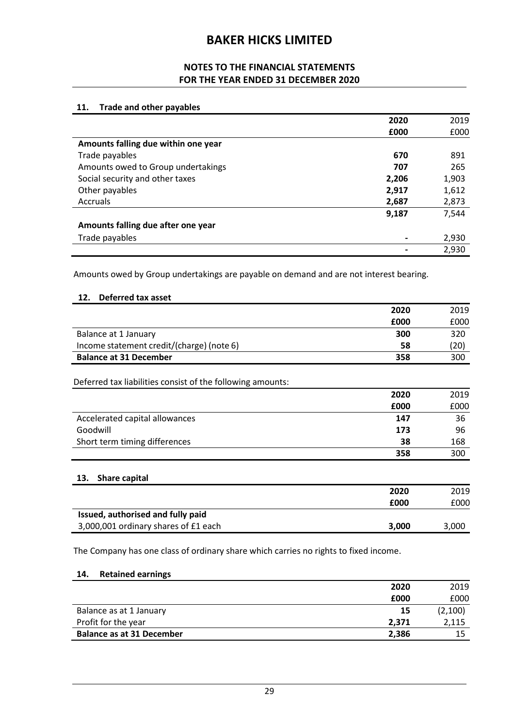# BAKER HICKS LIMITED

## NOTES TO THE FINANCIAL STATEMENTS FOR THE YEAR ENDED 31 DECEMBER 2020

### 11. Trade and other payables

| | **2020** | 2019 |
|---|---|---|
| | **£000** | £000 |
| **Amounts falling due within one year** | | |
| Trade payables | **670** | 891 |
| Amounts owed to Group undertakings | **707** | 265 |
| Social security and other taxes | **2,206** | 1,903 |
| Other payables | **2,917** | 1,612 |
| Accruals | **2,687** | 2,873 |
| | **9,187** | 7,544 |
| **Amounts falling due after one year** | | |
| Trade payables | **-** | 2,930 |
| | **-** | 2,930 |

Amounts owed by Group undertakings are payable on demand and are not interest bearing.

### 12. Deferred tax asset

| | **2020** | 2019 |
|---|---|---|
| | **£000** | £000 |
| Balance at 1 January | **300** | 320 |
| Income statement credit/(charge) (note 6) | **58** | (20) |
| **Balance at 31 December** | **358** | 300 |

Deferred tax liabilities consist of the following amounts:

| | **2020** | 2019 |
|---|---|---|
| | **£000** | £000 |
| Accelerated capital allowances | **147** | 36 |
| Goodwill | **173** | 96 |
| Short term timing differences | **38** | 168 |
| | **358** | 300 |

### 13. Share capital

| | **2020** | 2019 |
|---|---|---|
| | **£000** | £000 |
| **Issued, authorised and fully paid** | | |
| 3,000,001 ordinary shares of £1 each | **3,000** | 3,000 |

The Company has one class of ordinary share which carries no rights to fixed income.

### 14. Retained earnings

| | **2020** | 2019 |
|---|---|---|
| | **£000** | £000 |
| Balance as at 1 January | **15** | (2,100) |
| Profit for the year | **2,371** | 2,115 |
| **Balance as at 31 December** | **2,386** | 15 |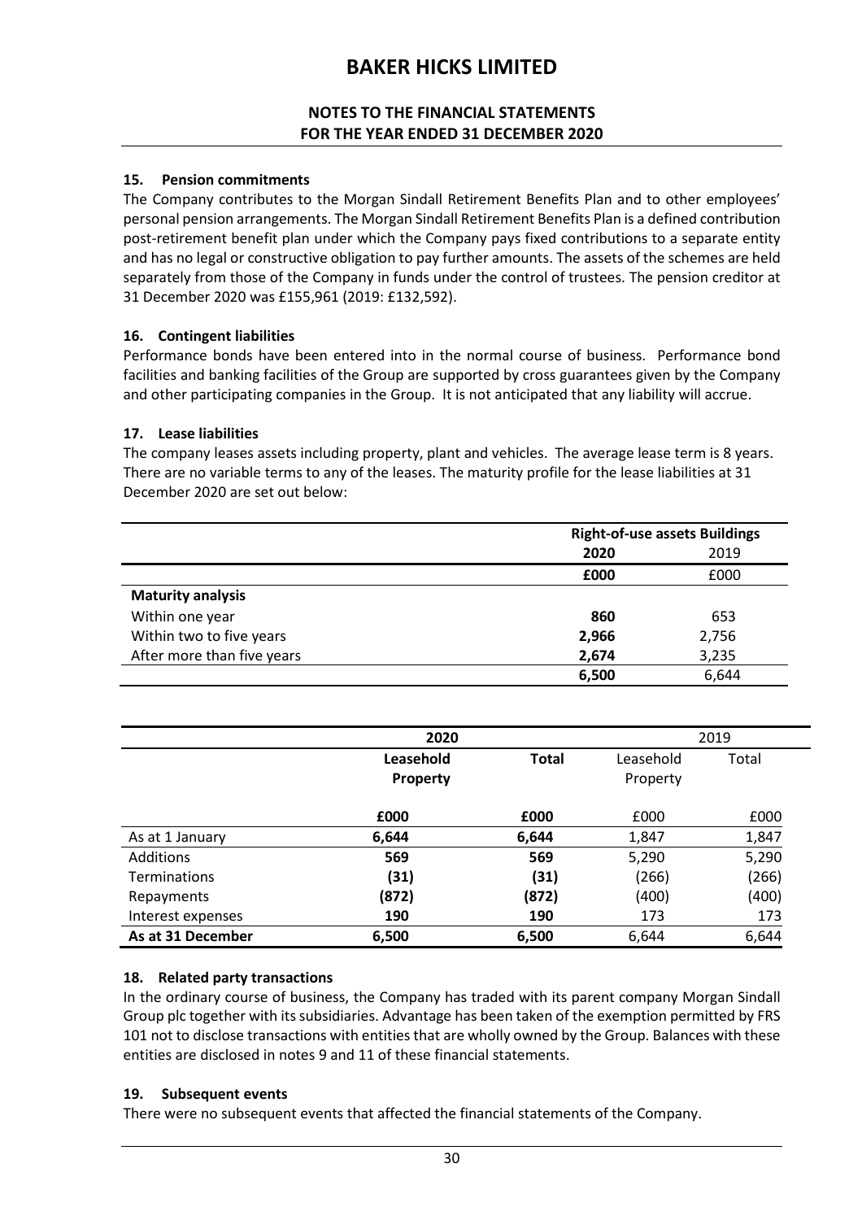## 15. Pension commitments

The Company contributes to the Morgan Sindall Retirement Benefits Plan and to other employees' personal pension arrangements. The Morgan Sindall Retirement Benefits Plan is a defined contribution post-retirement benefit plan under which the Company pays fixed contributions to a separate entity and has no legal or constructive obligation to pay further amounts. The assets of the schemes are held separately from those of the Company in funds under the control of trustees. The pension creditor at 31 December 2020 was £155,961 (2019: £132,592).

## 16. Contingent liabilities

Performance bonds have been entered into in the normal course of business. Performance bond facilities and banking facilities of the Group are supported by cross guarantees given by the Company and other participating companies in the Group. It is not anticipated that any liability will accrue.

## 17. Lease liabilities

The company leases assets including property, plant and vehicles. The average lease term is 8 years. There are no variable terms to any of the leases. The maturity profile for the lease liabilities at 31 December 2020 are set out below:

| | **Right-of-use assets Buildings** | |
|---|---|---|
| | **2020** | 2019 |
| | **£000** | £000 |
| **Maturity analysis** | | |
| Within one year | **860** | 653 |
| Within two to five years | **2,966** | 2,756 |
| After more than five years | **2,674** | 3,235 |
| | **6,500** | 6,644 |

| | **2020** | | 2019 | |
|---|---|---|---|---|
| | **Leasehold Property** | **Total** | Leasehold Property | Total |
| | **£000** | **£000** | £000 | £000 |
| As at 1 January | **6,644** | **6,644** | 1,847 | 1,847 |
| Additions | **569** | **569** | 5,290 | 5,290 |
| Terminations | **(31)** | **(31)** | (266) | (266) |
| Repayments | **(872)** | **(872)** | (400) | (400) |
| Interest expenses | **190** | **190** | 173 | 173 |
| **As at 31 December** | **6,500** | **6,500** | 6,644 | 6,644 |

## 18. Related party transactions

In the ordinary course of business, the Company has traded with its parent company Morgan Sindall Group plc together with its subsidiaries. Advantage has been taken of the exemption permitted by FRS 101 not to disclose transactions with entities that are wholly owned by the Group. Balances with these entities are disclosed in notes 9 and 11 of these financial statements.

## 19. Subsequent events

There were no subsequent events that affected the financial statements of the Company.